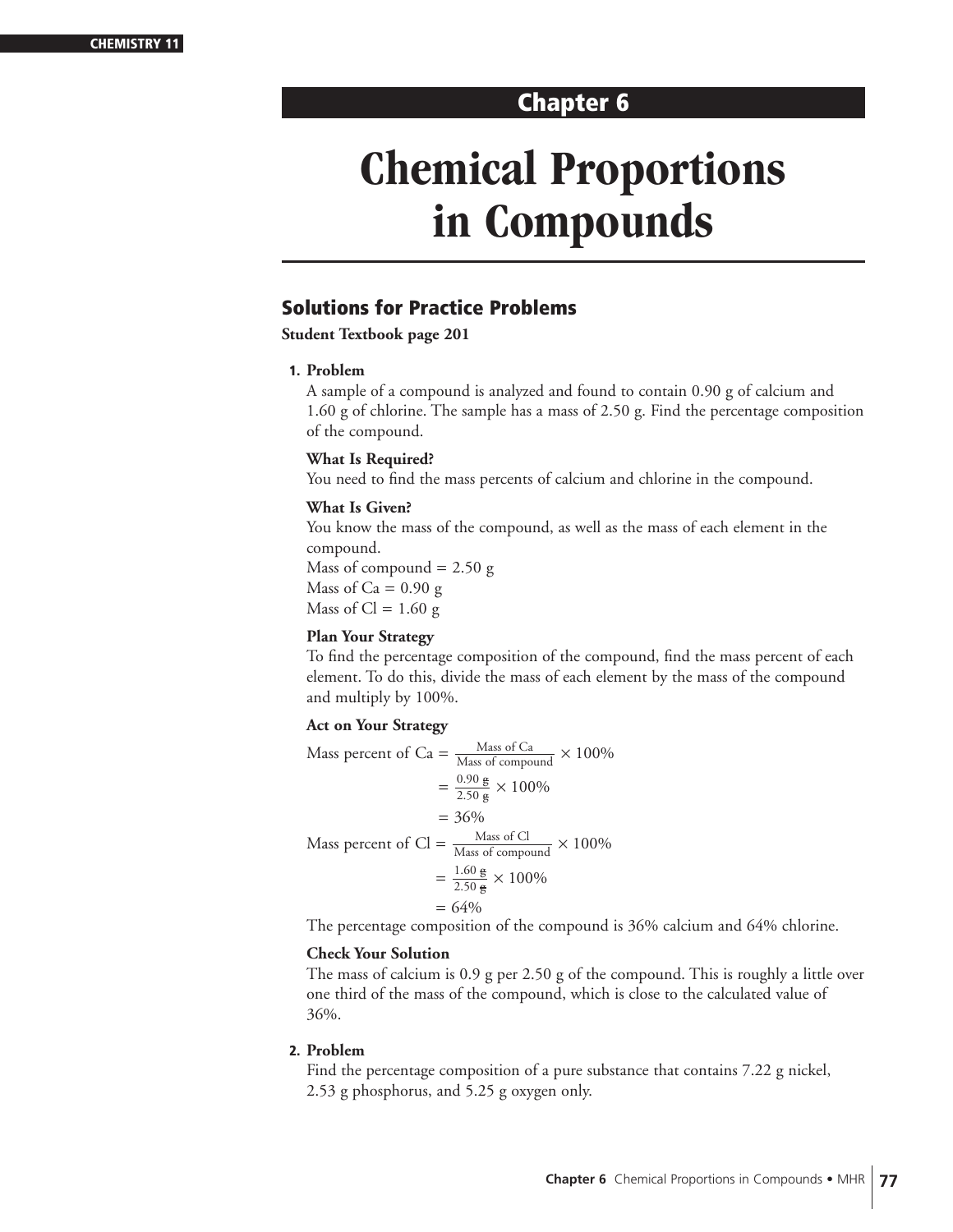# Chapter 6

# Chemical Proportions in Compounds

## Solutions for Practice Problems

**Student Textbook page 201**

**1. Problem**

A sample of a compound is analyzed and found to contain 0.90 g of calcium and 1.60 g of chlorine. The sample has a mass of 2.50 g. Find the percentage composition of the compound.

**What Is Required?**

You need to find the mass percents of calcium and chlorine in the compound.

**What Is Given?**

You know the mass of the compound, as well as the mass of each element in the compound.

Mass of compound = 2.50 g

Mass of Ca = 0.90 g

Mass of Cl = 1.60 g

**Plan Your Strategy**

To find the percentage composition of the compound, find the mass percent of each element. To do this, divide the mass of each element by the mass of the compound and multiply by 100%.

**Act on Your Strategy**

$$\text{Mass percent of Ca} = \frac{\text{Mass of Ca}}{\text{Mass of compound}} \times 100\%$$
$$= \frac{0.90 \text{ g}}{2.50 \text{ g}} \times 100\%$$
$$= 36\%$$

$$\text{Mass percent of Cl} = \frac{\text{Mass of Cl}}{\text{Mass of compound}} \times 100\%$$
$$= \frac{1.60 \text{ g}}{2.50 \text{ g}} \times 100\%$$
$$= 64\%$$

The percentage composition of the compound is 36% calcium and 64% chlorine.

**Check Your Solution**

The mass of calcium is 0.9 g per 2.50 g of the compound. This is roughly a little over one third of the mass of the compound, which is close to the calculated value of 36%.

**2. Problem**

Find the percentage composition of a pure substance that contains 7.22 g nickel, 2.53 g phosphorus, and 5.25 g oxygen only.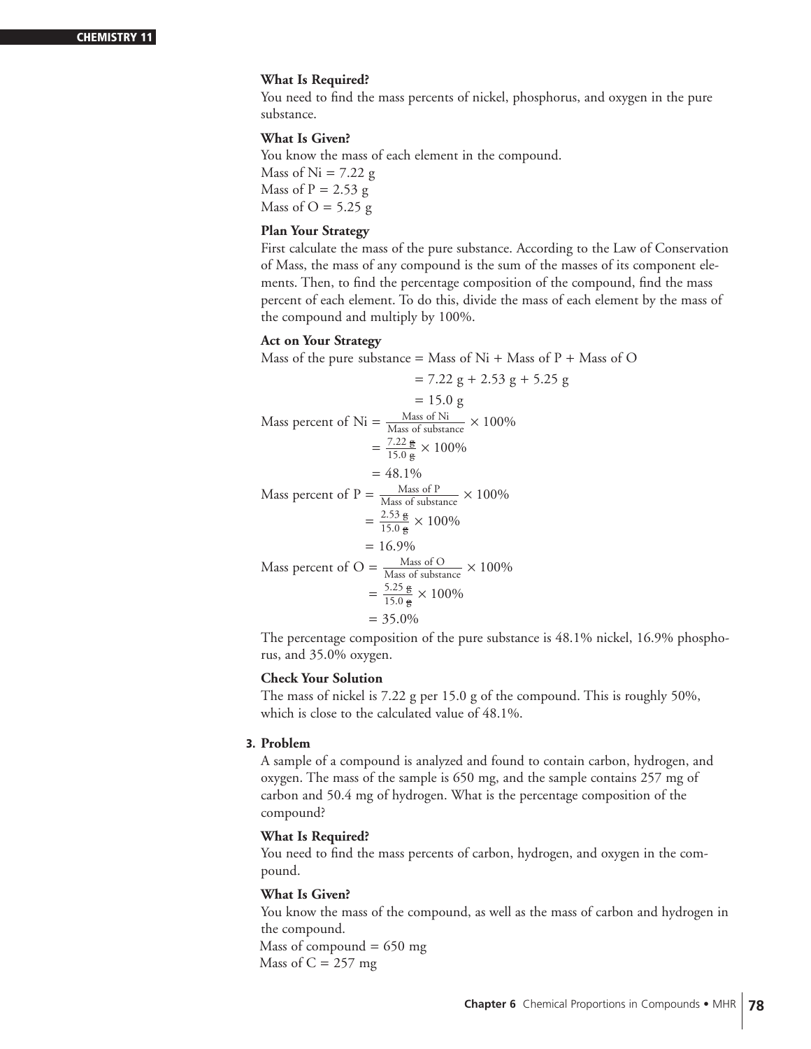**What Is Required?**

You need to find the mass percents of nickel, phosphorus, and oxygen in the pure substance.

**What Is Given?**

You know the mass of each element in the compound.

Mass of Ni = 7.22 g

Mass of P = 2.53 g

Mass of O = 5.25 g

**Plan Your Strategy**

First calculate the mass of the pure substance. According to the Law of Conservation of Mass, the mass of any compound is the sum of the masses of its component elements. Then, to find the percentage composition of the compound, find the mass percent of each element. To do this, divide the mass of each element by the mass of the compound and multiply by 100%.

**Act on Your Strategy**

$$\text{Mass of the pure substance} = \text{Mass of Ni} + \text{Mass of P} + \text{Mass of O}$$
$$= 7.22\text{ g} + 2.53\text{ g} + 5.25\text{ g}$$
$$= 15.0\text{ g}$$

$$\text{Mass percent of Ni} = \frac{\text{Mass of Ni}}{\text{Mass of substance}} \times 100\%$$
$$= \frac{7.22\text{ g}}{15.0\text{ g}} \times 100\%$$
$$= 48.1\%$$

$$\text{Mass percent of P} = \frac{\text{Mass of P}}{\text{Mass of substance}} \times 100\%$$
$$= \frac{2.53\text{ g}}{15.0\text{ g}} \times 100\%$$
$$= 16.9\%$$

$$\text{Mass percent of O} = \frac{\text{Mass of O}}{\text{Mass of substance}} \times 100\%$$
$$= \frac{5.25\text{ g}}{15.0\text{ g}} \times 100\%$$
$$= 35.0\%$$

The percentage composition of the pure substance is 48.1% nickel, 16.9% phosphorus, and 35.0% oxygen.

**Check Your Solution**

The mass of nickel is 7.22 g per 15.0 g of the compound. This is roughly 50%, which is close to the calculated value of 48.1%.

**3. Problem**

A sample of a compound is analyzed and found to contain carbon, hydrogen, and oxygen. The mass of the sample is 650 mg, and the sample contains 257 mg of carbon and 50.4 mg of hydrogen. What is the percentage composition of the compound?

**What Is Required?**

You need to find the mass percents of carbon, hydrogen, and oxygen in the compound.

**What Is Given?**

You know the mass of the compound, as well as the mass of carbon and hydrogen in the compound.

Mass of compound = 650 mg

Mass of C = 257 mg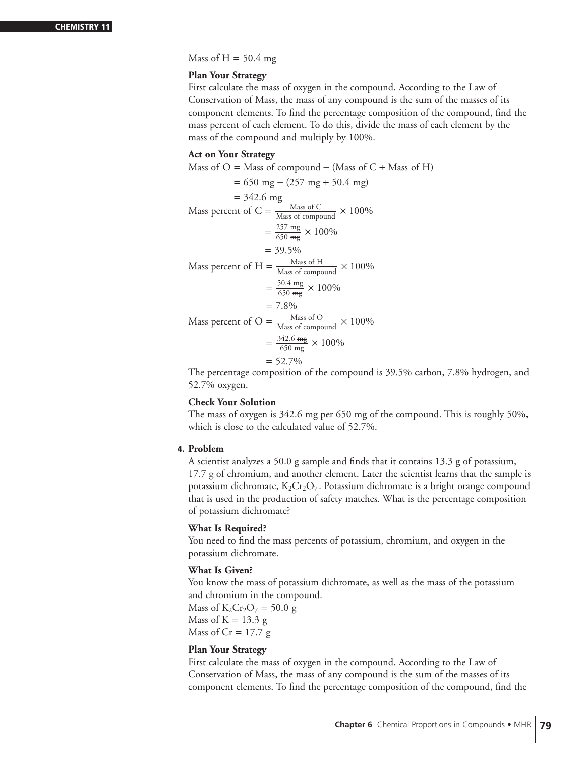Mass of H = 50.4 mg

**Plan Your Strategy**

First calculate the mass of oxygen in the compound. According to the Law of Conservation of Mass, the mass of any compound is the sum of the masses of its component elements. To find the percentage composition of the compound, find the mass percent of each element. To do this, divide the mass of each element by the mass of the compound and multiply by 100%.

**Act on Your Strategy**

$$\text{Mass of O} = \text{Mass of compound} - (\text{Mass of C} + \text{Mass of H})$$
$$= 650 \text{ mg} - (257 \text{ mg} + 50.4 \text{ mg})$$
$$= 342.6 \text{ mg}$$

$$\text{Mass percent of C} = \frac{\text{Mass of C}}{\text{Mass of compound}} \times 100\%$$
$$= \frac{257 \text{ mg}}{650 \text{ mg}} \times 100\%$$
$$= 39.5\%$$

$$\text{Mass percent of H} = \frac{\text{Mass of H}}{\text{Mass of compound}} \times 100\%$$
$$= \frac{50.4 \text{ mg}}{650 \text{ mg}} \times 100\%$$
$$= 7.8\%$$

$$\text{Mass percent of O} = \frac{\text{Mass of O}}{\text{Mass of compound}} \times 100\%$$
$$= \frac{342.6 \text{ mg}}{650 \text{ mg}} \times 100\%$$
$$= 52.7\%$$

The percentage composition of the compound is 39.5% carbon, 7.8% hydrogen, and 52.7% oxygen.

**Check Your Solution**

The mass of oxygen is 342.6 mg per 650 mg of the compound. This is roughly 50%, which is close to the calculated value of 52.7%.

**4. Problem**

A scientist analyzes a 50.0 g sample and finds that it contains 13.3 g of potassium, 17.7 g of chromium, and another element. Later the scientist learns that the sample is potassium dichromate, $K_2Cr_2O_7$. Potassium dichromate is a bright orange compound that is used in the production of safety matches. What is the percentage composition of potassium dichromate?

**What Is Required?**

You need to find the mass percents of potassium, chromium, and oxygen in the potassium dichromate.

**What Is Given?**

You know the mass of potassium dichromate, as well as the mass of the potassium and chromium in the compound.

Mass of $K_2Cr_2O_7$ = 50.0 g

Mass of K = 13.3 g

Mass of Cr = 17.7 g

**Plan Your Strategy**

First calculate the mass of oxygen in the compound. According to the Law of Conservation of Mass, the mass of any compound is the sum of the masses of its component elements. To find the percentage composition of the compound, find the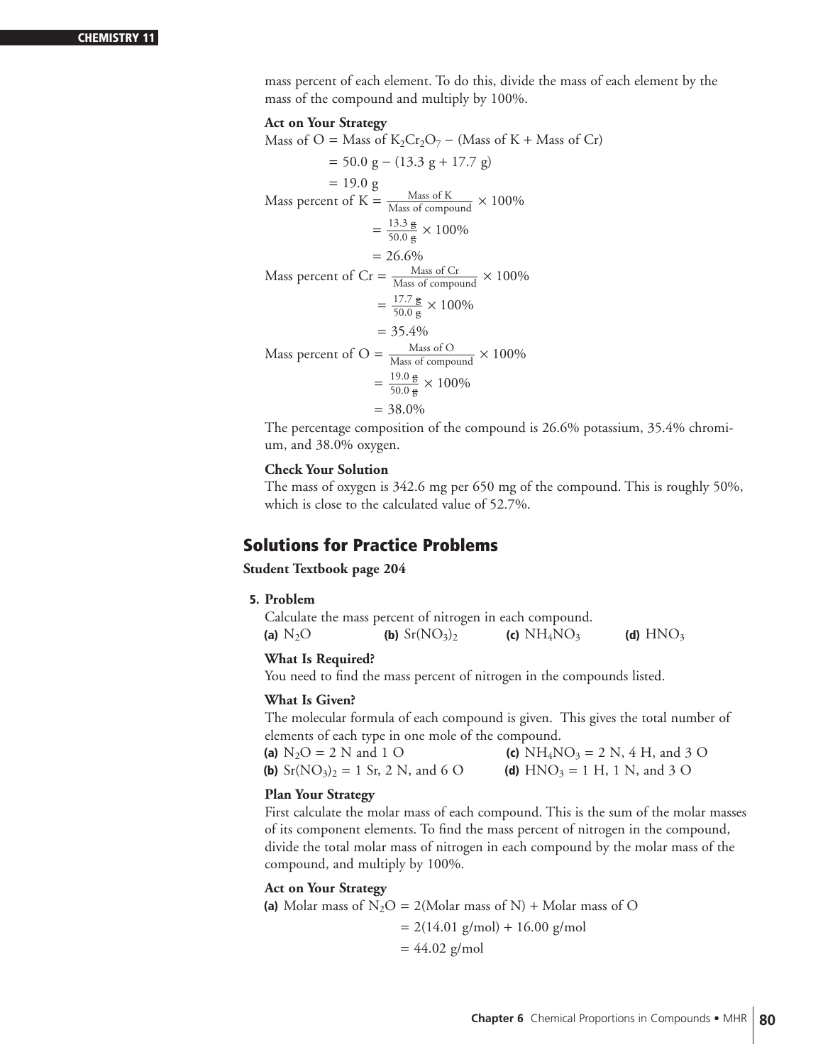mass percent of each element. To do this, divide the mass of each element by the mass of the compound and multiply by 100%.

**Act on Your Strategy**

$$\text{Mass of O} = \text{Mass of } K_2Cr_2O_7 - (\text{Mass of K} + \text{Mass of Cr})$$
$$= 50.0 \text{ g} - (13.3 \text{ g} + 17.7 \text{ g})$$
$$= 19.0 \text{ g}$$

$$\text{Mass percent of K} = \frac{\text{Mass of K}}{\text{Mass of compound}} \times 100\%$$
$$= \frac{13.3 \text{ g}}{50.0 \text{ g}} \times 100\%$$
$$= 26.6\%$$

$$\text{Mass percent of Cr} = \frac{\text{Mass of Cr}}{\text{Mass of compound}} \times 100\%$$
$$= \frac{17.7 \text{ g}}{50.0 \text{ g}} \times 100\%$$
$$= 35.4\%$$

$$\text{Mass percent of O} = \frac{\text{Mass of O}}{\text{Mass of compound}} \times 100\%$$
$$= \frac{19.0 \text{ g}}{50.0 \text{ g}} \times 100\%$$
$$= 38.0\%$$

The percentage composition of the compound is 26.6% potassium, 35.4% chromium, and 38.0% oxygen.

**Check Your Solution**

The mass of oxygen is 342.6 mg per 650 mg of the compound. This is roughly 50%, which is close to the calculated value of 52.7%.

## Solutions for Practice Problems

**Student Textbook page 204**

**5. Problem**

Calculate the mass percent of nitrogen in each compound.

**(a)** $N_2O$ **(b)** $Sr(NO_3)_2$ **(c)** $NH_4NO_3$ **(d)** $HNO_3$

**What Is Required?**

You need to find the mass percent of nitrogen in the compounds listed.

**What Is Given?**

The molecular formula of each compound is given. This gives the total number of elements of each type in one mole of the compound.

**(a)** $N_2O$ = 2 N and 1 O

**(b)** $Sr(NO_3)_2$ = 1 Sr, 2 N, and 6 O

**(c)** $NH_4NO_3$ = 2 N, 4 H, and 3 O

**(d)** $HNO_3$ = 1 H, 1 N, and 3 O

**Plan Your Strategy**

First calculate the molar mass of each compound. This is the sum of the molar masses of its component elements. To find the mass percent of nitrogen in the compound, divide the total molar mass of nitrogen in each compound by the molar mass of the compound, and multiply by 100%.

**Act on Your Strategy**

**(a)**
$$\text{Molar mass of } N_2O = 2(\text{Molar mass of N}) + \text{Molar mass of O}$$
$$= 2(14.01 \text{ g/mol}) + 16.00 \text{ g/mol}$$
$$= 44.02 \text{ g/mol}$$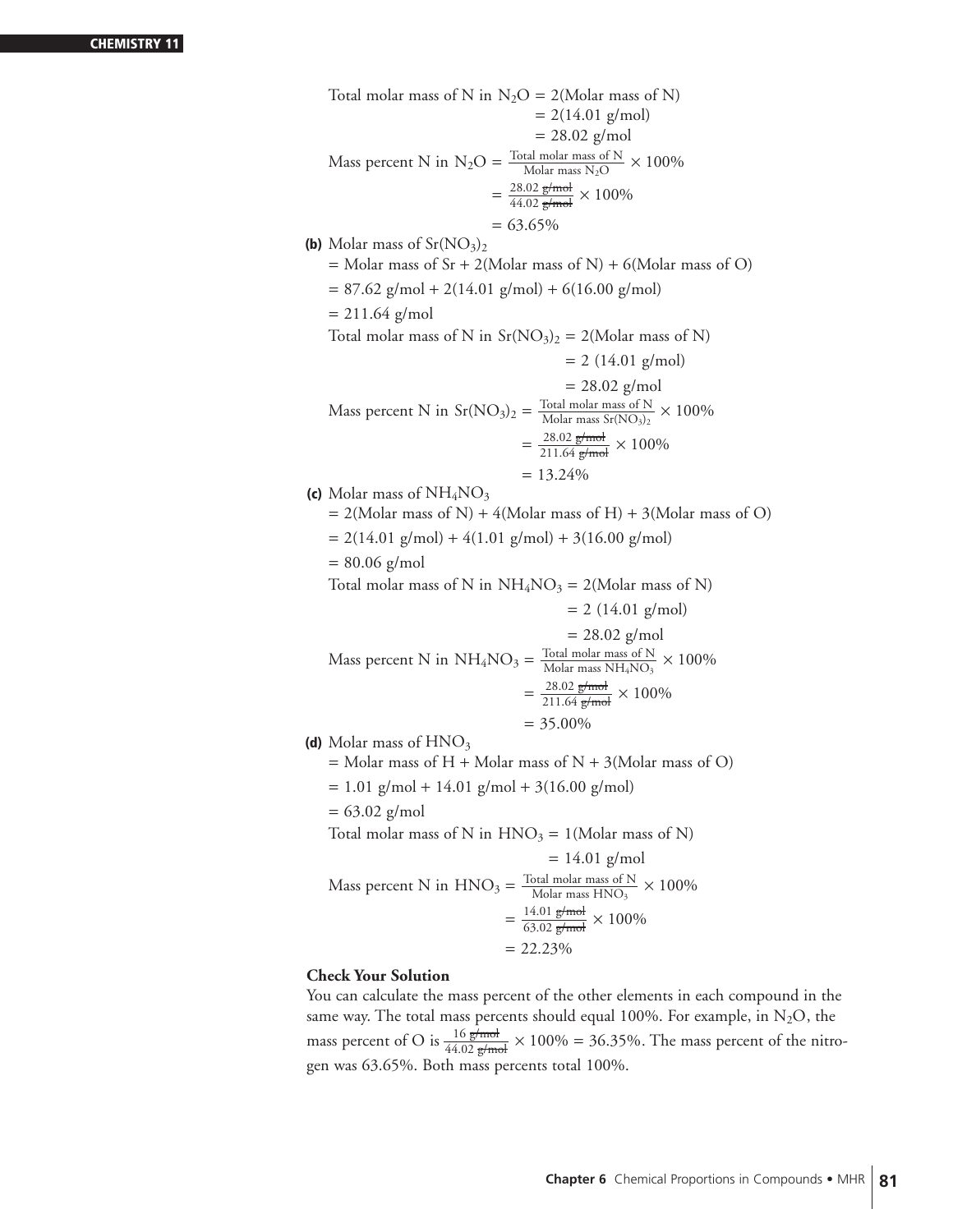$$\text{Total molar mass of N in } N_2O = 2(\text{Molar mass of N})$$
$$= 2(14.01 \text{ g/mol})$$
$$= 28.02 \text{ g/mol}$$

$$\text{Mass percent N in } N_2O = \frac{\text{Total molar mass of N}}{\text{Molar mass } N_2O} \times 100\%$$
$$= \frac{28.02 \not{\text{g/mol}}}{44.02 \not{\text{g/mol}}} \times 100\%$$
$$= 63.65\%$$

**(b)** Molar mass of $Sr(NO_3)_2$

$= \text{Molar mass of Sr} + 2(\text{Molar mass of N}) + 6(\text{Molar mass of O})$

$= 87.62 \text{ g/mol} + 2(14.01 \text{ g/mol}) + 6(16.00 \text{ g/mol})$

$= 211.64 \text{ g/mol}$

$$\text{Total molar mass of N in } Sr(NO_3)_2 = 2(\text{Molar mass of N})$$
$$= 2\ (14.01 \text{ g/mol})$$
$$= 28.02 \text{ g/mol}$$

$$\text{Mass percent N in } Sr(NO_3)_2 = \frac{\text{Total molar mass of N}}{\text{Molar mass } Sr(NO_3)_2} \times 100\%$$
$$= \frac{28.02 \not{\text{g/mol}}}{211.64 \not{\text{g/mol}}} \times 100\%$$
$$= 13.24\%$$

**(c)** Molar mass of $NH_4NO_3$

$= 2(\text{Molar mass of N}) + 4(\text{Molar mass of H}) + 3(\text{Molar mass of O})$

$= 2(14.01 \text{ g/mol}) + 4(1.01 \text{ g/mol}) + 3(16.00 \text{ g/mol})$

$= 80.06 \text{ g/mol}$

$$\text{Total molar mass of N in } NH_4NO_3 = 2(\text{Molar mass of N})$$
$$= 2\ (14.01 \text{ g/mol})$$
$$= 28.02 \text{ g/mol}$$

$$\text{Mass percent N in } NH_4NO_3 = \frac{\text{Total molar mass of N}}{\text{Molar mass } NH_4NO_3} \times 100\%$$
$$= \frac{28.02 \not{\text{g/mol}}}{211.64 \not{\text{g/mol}}} \times 100\%$$
$$= 35.00\%$$

**(d)** Molar mass of $HNO_3$

$= \text{Molar mass of H} + \text{Molar mass of N} + 3(\text{Molar mass of O})$

$= 1.01 \text{ g/mol} + 14.01 \text{ g/mol} + 3(16.00 \text{ g/mol})$

$= 63.02 \text{ g/mol}$

$$\text{Total molar mass of N in } HNO_3 = 1(\text{Molar mass of N})$$
$$= 14.01 \text{ g/mol}$$

$$\text{Mass percent N in } HNO_3 = \frac{\text{Total molar mass of N}}{\text{Molar mass } HNO_3} \times 100\%$$
$$= \frac{14.01 \not{\text{g/mol}}}{63.02 \not{\text{g/mol}}} \times 100\%$$
$$= 22.23\%$$

**Check Your Solution**

You can calculate the mass percent of the other elements in each compound in the same way. The total mass percents should equal 100%. For example, in $N_2O$, the mass percent of O is $\frac{16 \not{\text{g/mol}}}{44.02 \not{\text{g/mol}}} \times 100\% = 36.35\%$. The mass percent of the nitrogen was 63.65%. Both mass percents total 100%.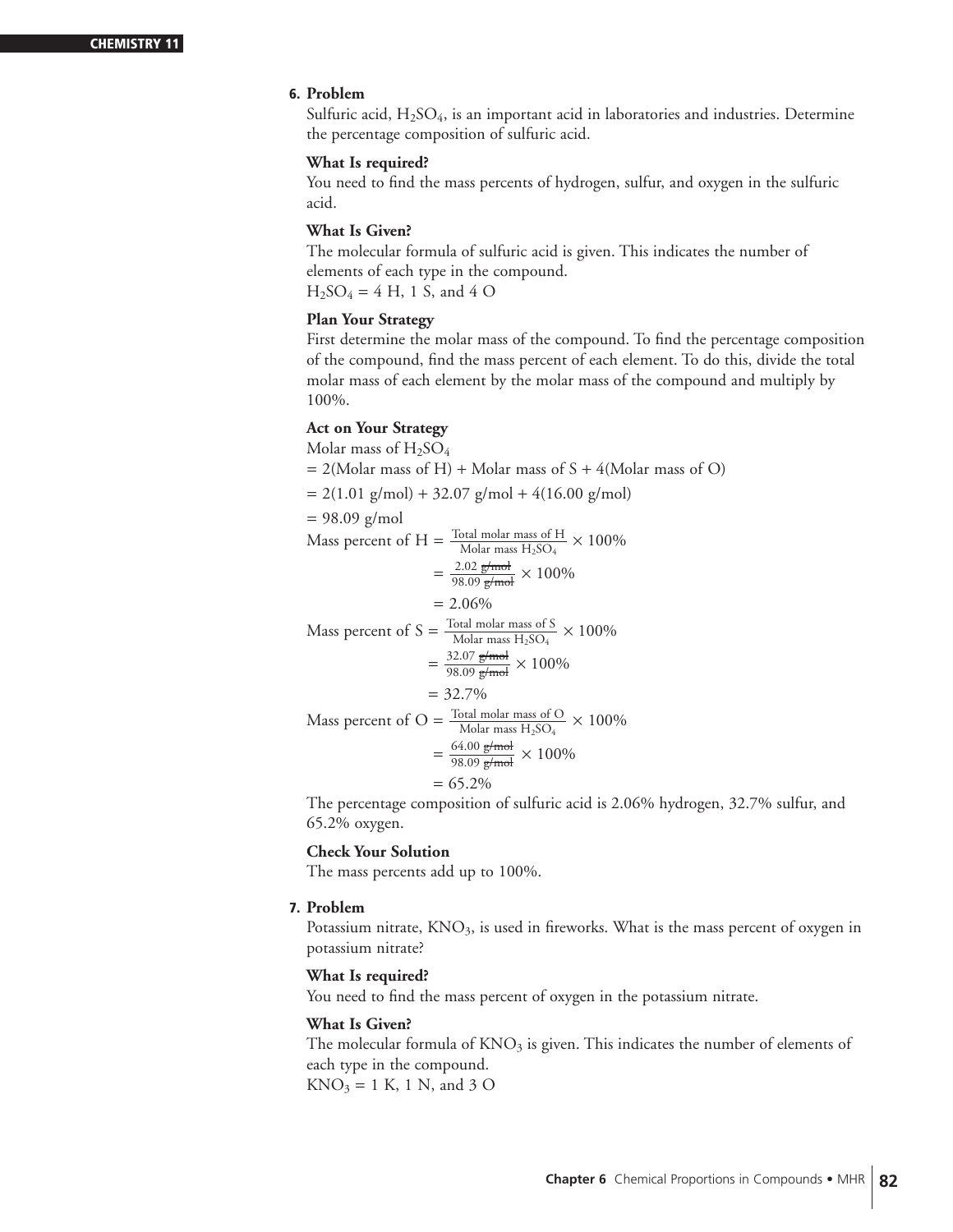**6. Problem**

Sulfuric acid, $H_2SO_4$, is an important acid in laboratories and industries. Determine the percentage composition of sulfuric acid.

**What Is required?**

You need to find the mass percents of hydrogen, sulfur, and oxygen in the sulfuric acid.

**What Is Given?**

The molecular formula of sulfuric acid is given. This indicates the number of elements of each type in the compound.

$H_2SO_4$ = 4 H, 1 S, and 4 O

**Plan Your Strategy**

First determine the molar mass of the compound. To find the percentage composition of the compound, find the mass percent of each element. To do this, divide the total molar mass of each element by the molar mass of the compound and multiply by 100%.

**Act on Your Strategy**

Molar mass of $H_2SO_4$

= 2(Molar mass of H) + Molar mass of S + 4(Molar mass of O)

= 2(1.01 g/mol) + 32.07 g/mol + 4(16.00 g/mol)

= 98.09 g/mol

$$\text{Mass percent of H} = \frac{\text{Total molar mass of H}}{\text{Molar mass } H_2SO_4} \times 100\%$$

$$= \frac{2.02 \cancel{\text{g/mol}}}{98.09 \cancel{\text{g/mol}}} \times 100\%$$

$$= 2.06\%$$

$$\text{Mass percent of S} = \frac{\text{Total molar mass of S}}{\text{Molar mass } H_2SO_4} \times 100\%$$

$$= \frac{32.07 \cancel{\text{g/mol}}}{98.09 \cancel{\text{g/mol}}} \times 100\%$$

$$= 32.7\%$$

$$\text{Mass percent of O} = \frac{\text{Total molar mass of O}}{\text{Molar mass } H_2SO_4} \times 100\%$$

$$= \frac{64.00 \cancel{\text{g/mol}}}{98.09 \cancel{\text{g/mol}}} \times 100\%$$

$$= 65.2\%$$

The percentage composition of sulfuric acid is 2.06% hydrogen, 32.7% sulfur, and 65.2% oxygen.

**Check Your Solution**

The mass percents add up to 100%.

**7. Problem**

Potassium nitrate, $KNO_3$, is used in fireworks. What is the mass percent of oxygen in potassium nitrate?

**What Is required?**

You need to find the mass percent of oxygen in the potassium nitrate.

**What Is Given?**

The molecular formula of $KNO_3$ is given. This indicates the number of elements of each type in the compound.

$KNO_3$ = 1 K, 1 N, and 3 O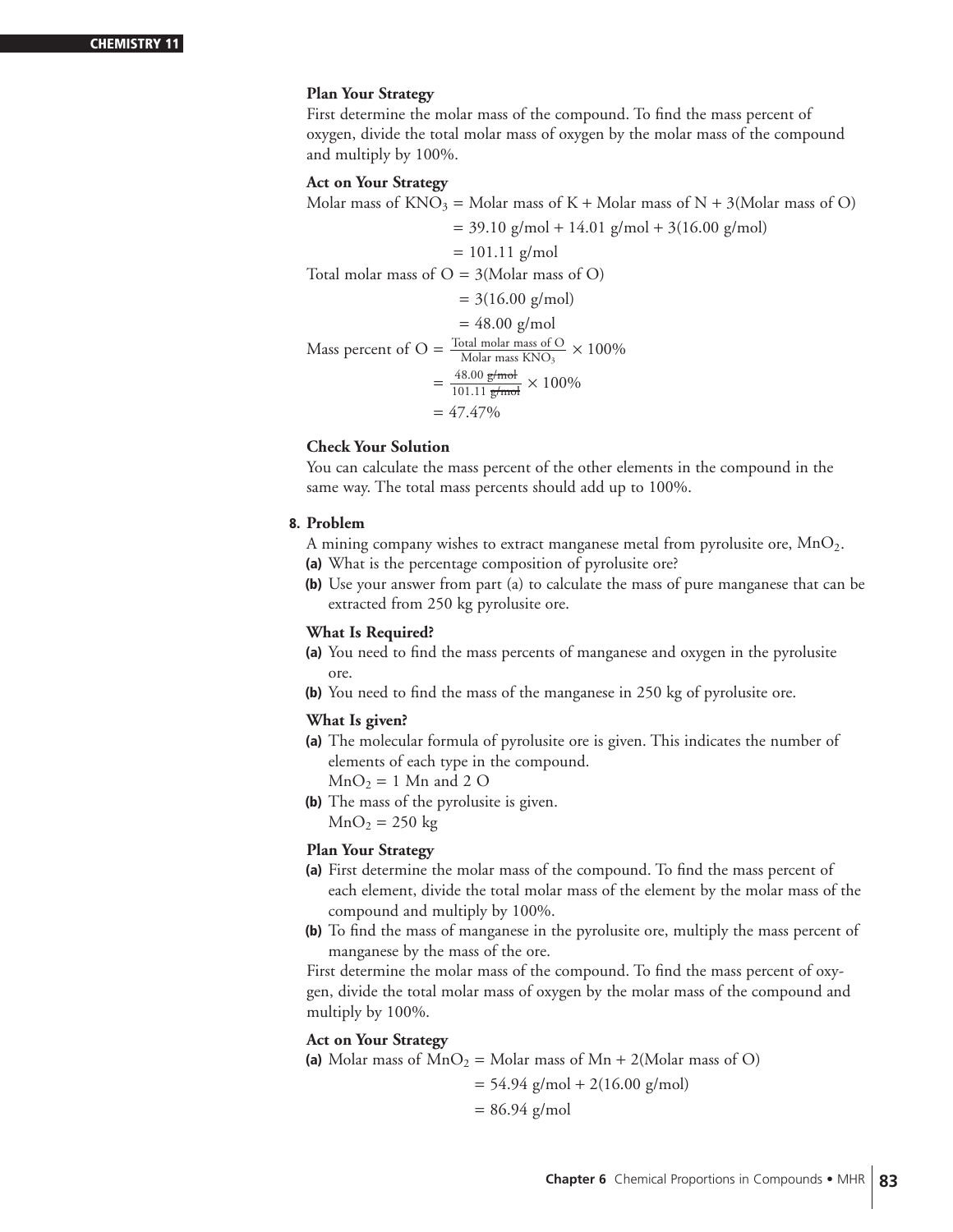**Plan Your Strategy**

First determine the molar mass of the compound. To find the mass percent of oxygen, divide the total molar mass of oxygen by the molar mass of the compound and multiply by 100%.

**Act on Your Strategy**

Molar mass of $KNO_3$ = Molar mass of K + Molar mass of N + 3(Molar mass of O)

= 39.10 g/mol + 14.01 g/mol + 3(16.00 g/mol)

= 101.11 g/mol

Total molar mass of O = 3(Molar mass of O)

= 3(16.00 g/mol)

= 48.00 g/mol

$$\text{Mass percent of O} = \frac{\text{Total molar mass of O}}{\text{Molar mass } KNO_3} \times 100\%$$

$$= \frac{48.00 \cancel{\text{g/mol}}}{101.11 \cancel{\text{g/mol}}} \times 100\%$$

$$= 47.47\%$$

**Check Your Solution**

You can calculate the mass percent of the other elements in the compound in the same way. The total mass percents should add up to 100%.

**8. Problem**

A mining company wishes to extract manganese metal from pyrolusite ore, $MnO_2$.

**(a)** What is the percentage composition of pyrolusite ore?

**(b)** Use your answer from part (a) to calculate the mass of pure manganese that can be extracted from 250 kg pyrolusite ore.

**What Is Required?**

**(a)** You need to find the mass percents of manganese and oxygen in the pyrolusite ore.

**(b)** You need to find the mass of the manganese in 250 kg of pyrolusite ore.

**What Is given?**

**(a)** The molecular formula of pyrolusite ore is given. This indicates the number of elements of each type in the compound.

$MnO_2$ = 1 Mn and 2 O

**(b)** The mass of the pyrolusite is given.

$MnO_2$ = 250 kg

**Plan Your Strategy**

**(a)** First determine the molar mass of the compound. To find the mass percent of each element, divide the total molar mass of the element by the molar mass of the compound and multiply by 100%.

**(b)** To find the mass of manganese in the pyrolusite ore, multiply the mass percent of manganese by the mass of the ore.

First determine the molar mass of the compound. To find the mass percent of oxygen, divide the total molar mass of oxygen by the molar mass of the compound and multiply by 100%.

**Act on Your Strategy**

**(a)** Molar mass of $MnO_2$ = Molar mass of Mn + 2(Molar mass of O)

= 54.94 g/mol + 2(16.00 g/mol)

= 86.94 g/mol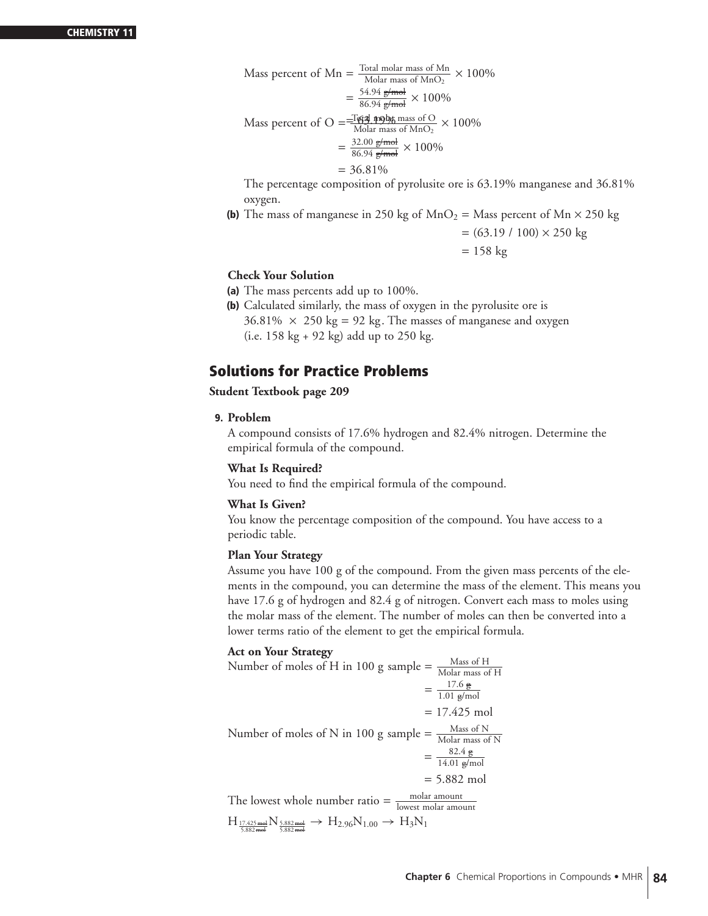$$\text{Mass percent of Mn} = \frac{\text{Total molar mass of Mn}}{\text{Molar mass of MnO}_2} \times 100\%$$

$$= \frac{54.94 \cancel{\text{g/mol}}}{86.94 \cancel{\text{g/mol}}} \times 100\%$$

$$= 63.19\%$$

$$\text{Mass percent of O} = \frac{\text{Total molar mass of O}}{\text{Molar mass of MnO}_2} \times 100\%$$

$$= \frac{32.00 \cancel{\text{g/mol}}}{86.94 \cancel{\text{g/mol}}} \times 100\%$$

$$= 36.81\%$$

The percentage composition of pyrolusite ore is 63.19% manganese and 36.81% oxygen.

**(b)** The mass of manganese in 250 kg of $MnO_2$ = Mass percent of Mn × 250 kg

$$= (63.19 / 100) \times 250 \text{ kg}$$

$$= 158 \text{ kg}$$

**Check Your Solution**

**(a)** The mass percents add up to 100%.

**(b)** Calculated similarly, the mass of oxygen in the pyrolusite ore is $36.81\% \times 250 \text{ kg} = 92 \text{ kg}$. The masses of manganese and oxygen (i.e. 158 kg + 92 kg) add up to 250 kg.

## Solutions for Practice Problems

**Student Textbook page 209**

**9. Problem**

A compound consists of 17.6% hydrogen and 82.4% nitrogen. Determine the empirical formula of the compound.

**What Is Required?**

You need to find the empirical formula of the compound.

**What Is Given?**

You know the percentage composition of the compound. You have access to a periodic table.

**Plan Your Strategy**

Assume you have 100 g of the compound. From the given mass percents of the elements in the compound, you can determine the mass of the element. This means you have 17.6 g of hydrogen and 82.4 g of nitrogen. Convert each mass to moles using the molar mass of the element. The number of moles can then be converted into a lower terms ratio of the element to get the empirical formula.

**Act on Your Strategy**

$$\text{Number of moles of H in 100 g sample} = \frac{\text{Mass of H}}{\text{Molar mass of H}}$$

$$= \frac{17.6 \cancel{\text{g}}}{1.01 \cancel{\text{g}}\text{/mol}}$$

$$= 17.425 \text{ mol}$$

$$\text{Number of moles of N in 100 g sample} = \frac{\text{Mass of N}}{\text{Molar mass of N}}$$

$$= \frac{82.4 \cancel{\text{g}}}{14.01 \cancel{\text{g}}\text{/mol}}$$

$$= 5.882 \text{ mol}$$

$$\text{The lowest whole number ratio} = \frac{\text{molar amount}}{\text{lowest molar amount}}$$

$$H_{\frac{17.425 \cancel{\text{mol}}}{5.882 \cancel{\text{mol}}}} N_{\frac{5.882 \cancel{\text{mol}}}{5.882 \cancel{\text{mol}}}} \rightarrow H_{2.96}N_{1.00} \rightarrow H_3N_1$$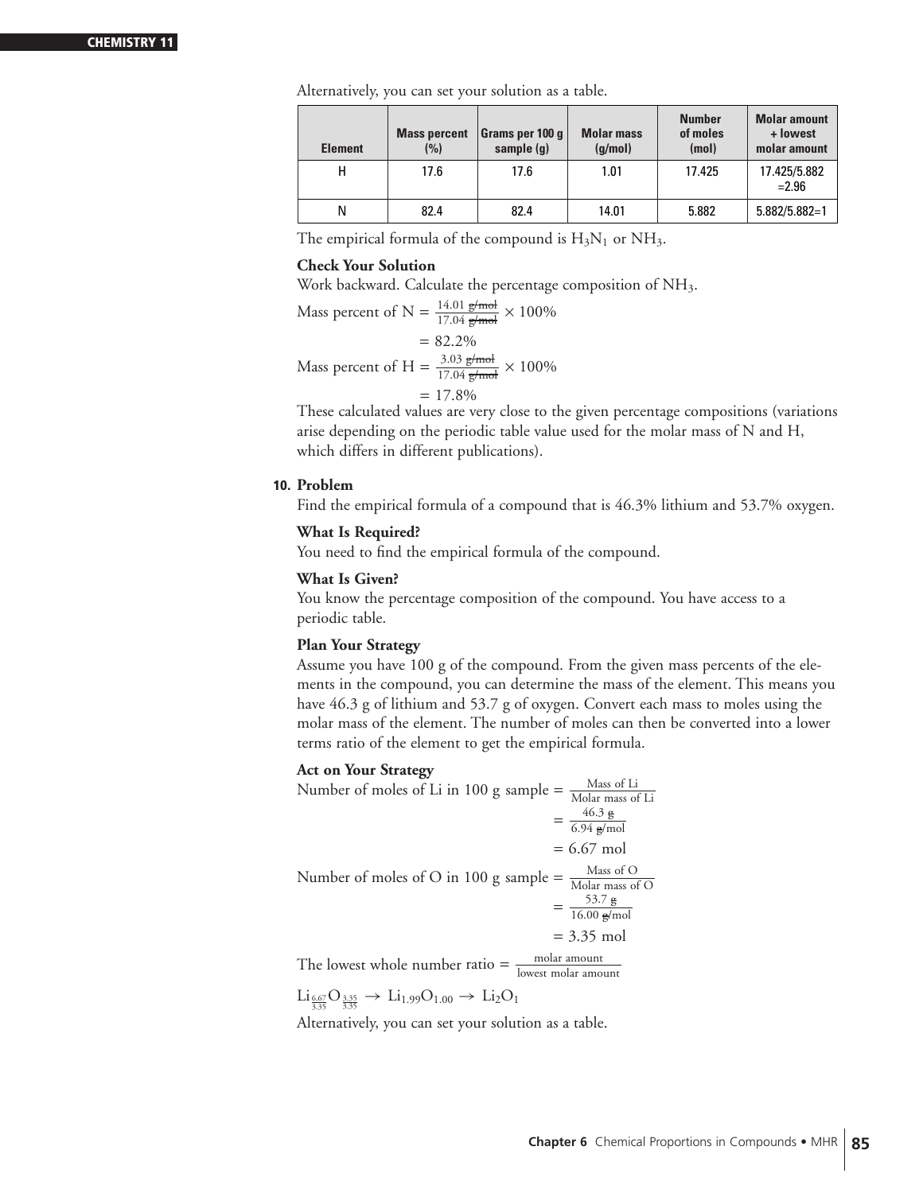Alternatively, you can set your solution as a table.

| Element | Mass percent (%) | Grams per 100 g sample (g) | Molar mass (g/mol) | Number of moles (mol) | Molar amount + lowest molar amount |
|---|---|---|---|---|---|
| H | 17.6 | 17.6 | 1.01 | 17.425 | 17.425/5.882 =2.96 |
| N | 82.4 | 82.4 | 14.01 | 5.882 | 5.882/5.882=1 |

The empirical formula of the compound is $H_3N_1$ or $NH_3$.

**Check Your Solution**

Work backward. Calculate the percentage composition of $NH_3$.

$$\text{Mass percent of N} = \frac{14.01 \text{ g/mol}}{17.04 \text{ g/mol}} \times 100\%$$
$$= 82.2\%$$
$$\text{Mass percent of H} = \frac{3.03 \text{ g/mol}}{17.04 \text{ g/mol}} \times 100\%$$
$$= 17.8\%$$

These calculated values are very close to the given percentage compositions (variations arise depending on the periodic table value used for the molar mass of N and H, which differs in different publications).

**10. Problem**

Find the empirical formula of a compound that is 46.3% lithium and 53.7% oxygen.

**What Is Required?**

You need to find the empirical formula of the compound.

**What Is Given?**

You know the percentage composition of the compound. You have access to a periodic table.

**Plan Your Strategy**

Assume you have 100 g of the compound. From the given mass percents of the elements in the compound, you can determine the mass of the element. This means you have 46.3 g of lithium and 53.7 g of oxygen. Convert each mass to moles using the molar mass of the element. The number of moles can then be converted into a lower terms ratio of the element to get the empirical formula.

**Act on Your Strategy**

$$\text{Number of moles of Li in 100 g sample} = \frac{\text{Mass of Li}}{\text{Molar mass of Li}}$$
$$= \frac{46.3 \text{ g}}{6.94 \text{ g/mol}}$$
$$= 6.67 \text{ mol}$$

$$\text{Number of moles of O in 100 g sample} = \frac{\text{Mass of O}}{\text{Molar mass of O}}$$
$$= \frac{53.7 \text{ g}}{16.00 \text{ g/mol}}$$
$$= 3.35 \text{ mol}$$

$$\text{The lowest whole number ratio} = \frac{\text{molar amount}}{\text{lowest molar amount}}$$

$$Li_{\frac{6.67}{3.35}}O_{\frac{3.35}{3.35}} \rightarrow Li_{1.99}O_{1.00} \rightarrow Li_2O_1$$

Alternatively, you can set your solution as a table.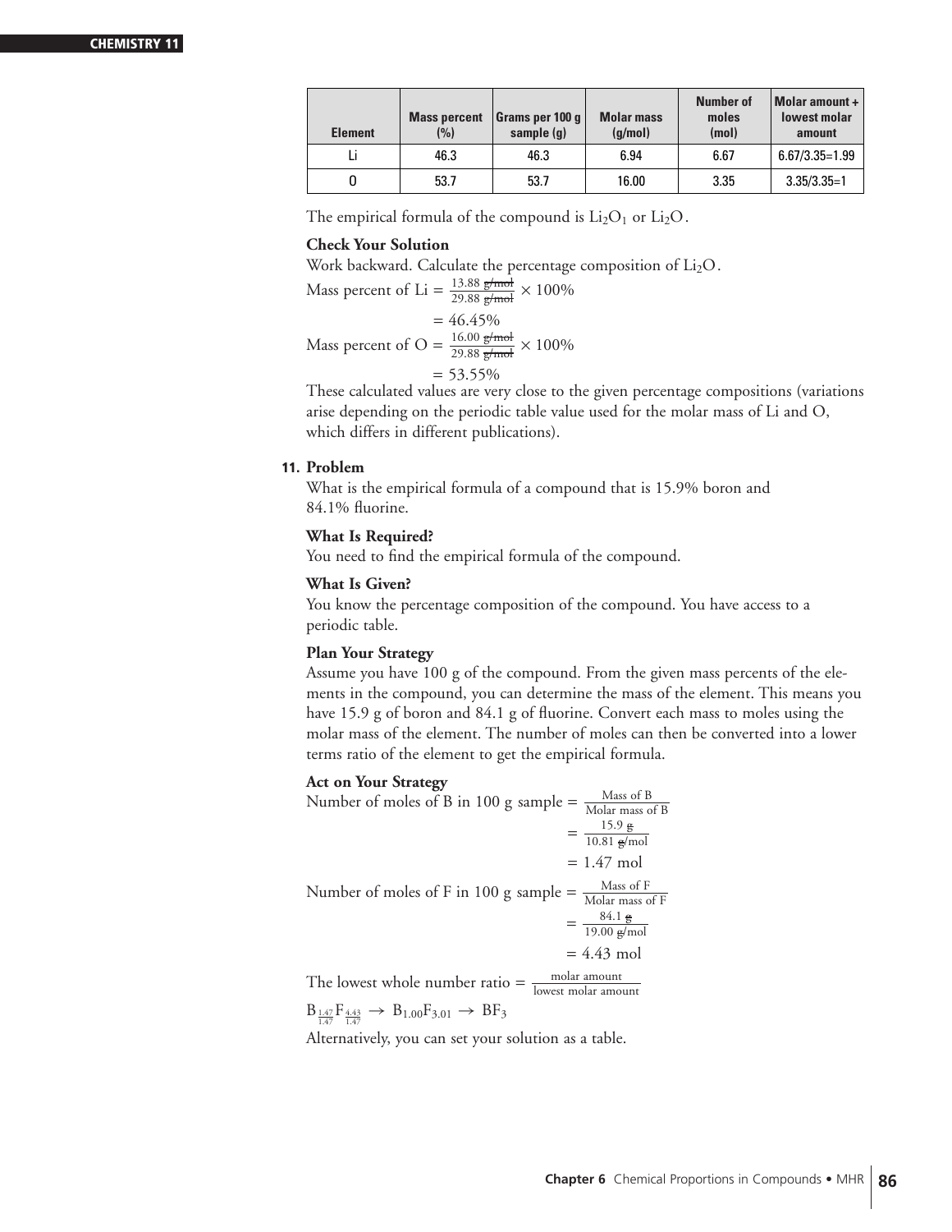| Element | Mass percent (%) | Grams per 100 g sample (g) | Molar mass (g/mol) | Number of moles (mol) | Molar amount ÷ lowest molar amount |
|---|---|---|---|---|---|
| Li | 46.3 | 46.3 | 6.94 | 6.67 | 6.67/3.35=1.99 |
| O | 53.7 | 53.7 | 16.00 | 3.35 | 3.35/3.35=1 |

The empirical formula of the compound is $Li_2O_1$ or $Li_2O$.

**Check Your Solution**

Work backward. Calculate the percentage composition of $Li_2O$.

$$\text{Mass percent of Li} = \frac{13.88 \text{ g/mol}}{29.88 \text{ g/mol}} \times 100\%$$

$$= 46.45\%$$

$$\text{Mass percent of O} = \frac{16.00 \text{ g/mol}}{29.88 \text{ g/mol}} \times 100\%$$

$$= 53.55\%$$

These calculated values are very close to the given percentage compositions (variations arise depending on the periodic table value used for the molar mass of Li and O, which differs in different publications).

**11. Problem**

What is the empirical formula of a compound that is 15.9% boron and 84.1% fluorine.

**What Is Required?**

You need to find the empirical formula of the compound.

**What Is Given?**

You know the percentage composition of the compound. You have access to a periodic table.

**Plan Your Strategy**

Assume you have 100 g of the compound. From the given mass percents of the elements in the compound, you can determine the mass of the element. This means you have 15.9 g of boron and 84.1 g of fluorine. Convert each mass to moles using the molar mass of the element. The number of moles can then be converted into a lower terms ratio of the element to get the empirical formula.

**Act on Your Strategy**

$$\text{Number of moles of B in 100 g sample} = \frac{\text{Mass of B}}{\text{Molar mass of B}}$$

$$= \frac{15.9 \text{ g}}{10.81 \text{ g/mol}}$$

$$= 1.47 \text{ mol}$$

$$\text{Number of moles of F in 100 g sample} = \frac{\text{Mass of F}}{\text{Molar mass of F}}$$

$$= \frac{84.1 \text{ g}}{19.00 \text{ g/mol}}$$

$$= 4.43 \text{ mol}$$

$$\text{The lowest whole number ratio} = \frac{\text{molar amount}}{\text{lowest molar amount}}$$

$$B_{\frac{1.47}{1.47}}F_{\frac{4.43}{1.47}} \rightarrow B_{1.00}F_{3.01} \rightarrow BF_3$$

Alternatively, you can set your solution as a table.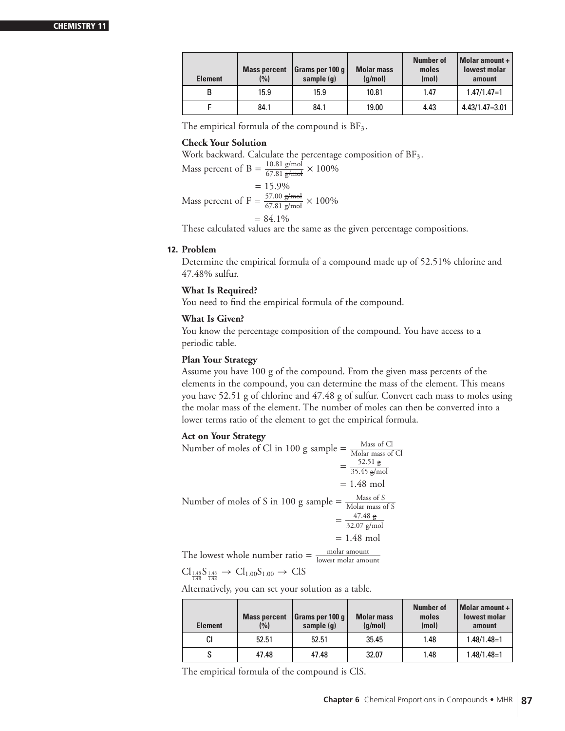| Element | Mass percent (%) | Grams per 100 g sample (g) | Molar mass (g/mol) | Number of moles (mol) | Molar amount ÷ lowest molar amount |
|---|---|---|---|---|---|
| B | 15.9 | 15.9 | 10.81 | 1.47 | 1.47/1.47=1 |
| F | 84.1 | 84.1 | 19.00 | 4.43 | 4.43/1.47=3.01 |

The empirical formula of the compound is $BF_3$.

**Check Your Solution**

Work backward. Calculate the percentage composition of $BF_3$.

$$\text{Mass percent of B} = \frac{10.81 \cancel{\text{g/mol}}}{67.81 \cancel{\text{g/mol}}} \times 100\%$$
$$= 15.9\%$$
$$\text{Mass percent of F} = \frac{57.00 \cancel{\text{g/mol}}}{67.81 \cancel{\text{g/mol}}} \times 100\%$$
$$= 84.1\%$$

These calculated values are the same as the given percentage compositions.

**12. Problem**

Determine the empirical formula of a compound made up of 52.51% chlorine and 47.48% sulfur.

**What Is Required?**

You need to find the empirical formula of the compound.

**What Is Given?**

You know the percentage composition of the compound. You have access to a periodic table.

**Plan Your Strategy**

Assume you have 100 g of the compound. From the given mass percents of the elements in the compound, you can determine the mass of the element. This means you have 52.51 g of chlorine and 47.48 g of sulfur. Convert each mass to moles using the molar mass of the element. The number of moles can then be converted into a lower terms ratio of the element to get the empirical formula.

**Act on Your Strategy**

$$\text{Number of moles of Cl in 100 g sample} = \frac{\text{Mass of Cl}}{\text{Molar mass of Cl}}$$
$$= \frac{52.51 \cancel{\text{g}}}{35.45 \cancel{\text{g}}/\text{mol}}$$
$$= 1.48 \text{ mol}$$

$$\text{Number of moles of S in 100 g sample} = \frac{\text{Mass of S}}{\text{Molar mass of S}}$$
$$= \frac{47.48 \cancel{\text{g}}}{32.07 \cancel{\text{g}}/\text{mol}}$$
$$= 1.48 \text{ mol}$$

$$\text{The lowest whole number ratio} = \frac{\text{molar amount}}{\text{lowest molar amount}}$$

$$Cl_{\frac{1.48}{1.48}}S_{\frac{1.48}{1.48}} \rightarrow Cl_{1.00}S_{1.00} \rightarrow ClS$$

Alternatively, you can set your solution as a table.

| Element | Mass percent (%) | Grams per 100 g sample (g) | Molar mass (g/mol) | Number of moles (mol) | Molar amount ÷ lowest molar amount |
|---|---|---|---|---|---|
| Cl | 52.51 | 52.51 | 35.45 | 1.48 | 1.48/1.48=1 |
| S | 47.48 | 47.48 | 32.07 | 1.48 | 1.48/1.48=1 |

The empirical formula of the compound is ClS.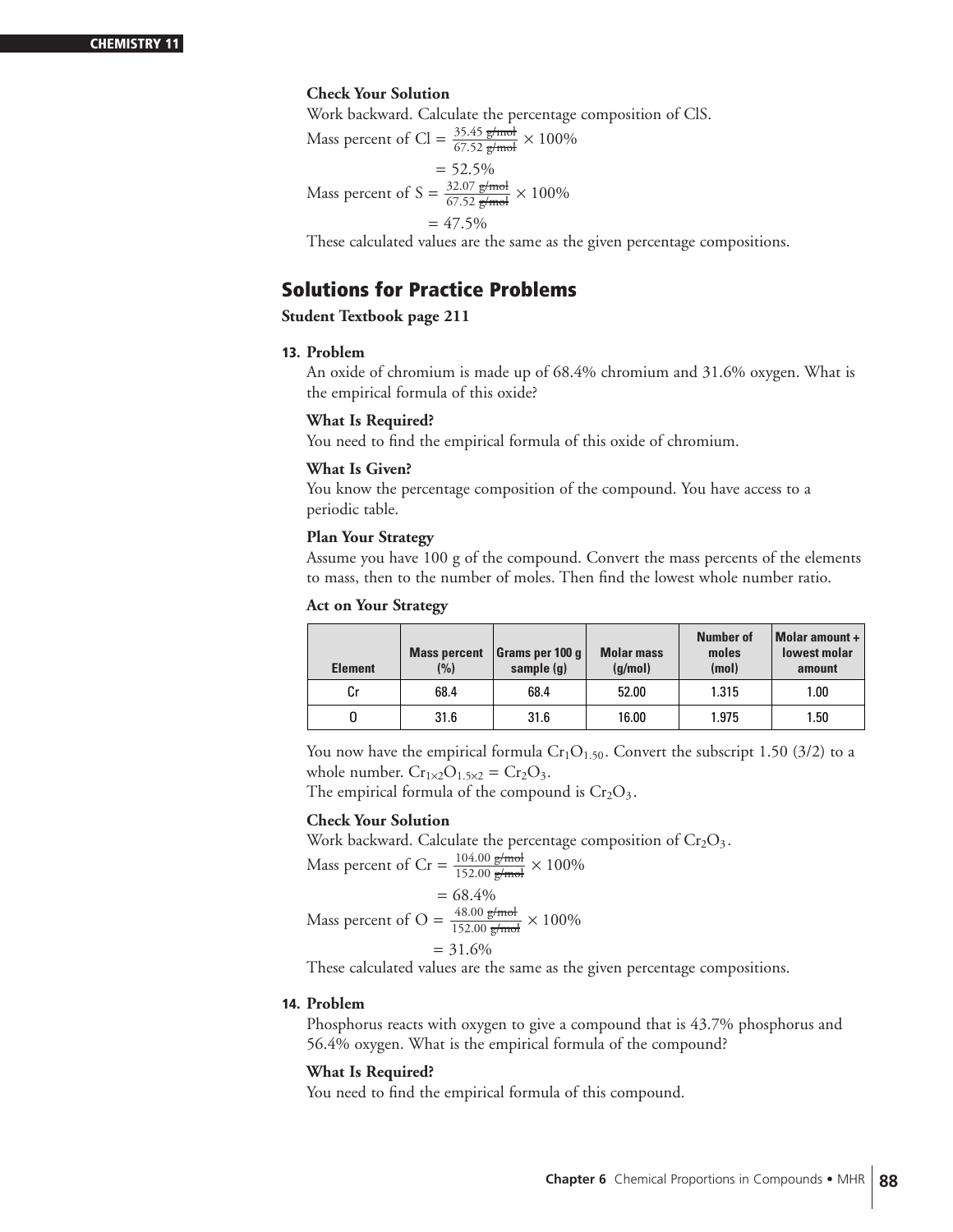**Check Your Solution**

Work backward. Calculate the percentage composition of ClS.

Mass percent of Cl $= \frac{35.45 \cancel{\text{g/mol}}}{67.52 \cancel{\text{g/mol}}} \times 100\%$

$= 52.5\%$

Mass percent of S $= \frac{32.07 \cancel{\text{g/mol}}}{67.52 \cancel{\text{g/mol}}} \times 100\%$

$= 47.5\%$

These calculated values are the same as the given percentage compositions.

## Solutions for Practice Problems

**Student Textbook page 211**

**13. Problem**

An oxide of chromium is made up of 68.4% chromium and 31.6% oxygen. What is the empirical formula of this oxide?

**What Is Required?**

You need to find the empirical formula of this oxide of chromium.

**What Is Given?**

You know the percentage composition of the compound. You have access to a periodic table.

**Plan Your Strategy**

Assume you have 100 g of the compound. Convert the mass percents of the elements to mass, then to the number of moles. Then find the lowest whole number ratio.

**Act on Your Strategy**

| Element | Mass percent (%) | Grams per 100 g sample (g) | Molar mass (g/mol) | Number of moles (mol) | Molar amount ÷ lowest molar amount |
|---|---|---|---|---|---|
| Cr | 68.4 | 68.4 | 52.00 | 1.315 | 1.00 |
| O | 31.6 | 31.6 | 16.00 | 1.975 | 1.50 |

You now have the empirical formula $Cr_1O_{1.50}$. Convert the subscript 1.50 (3/2) to a whole number. $Cr_{1\times2}O_{1.5\times2} = Cr_2O_3$.

The empirical formula of the compound is $Cr_2O_3$.

**Check Your Solution**

Work backward. Calculate the percentage composition of $Cr_2O_3$.

Mass percent of Cr $= \frac{104.00 \cancel{\text{g/mol}}}{152.00 \cancel{\text{g/mol}}} \times 100\%$

$= 68.4\%$

Mass percent of O $= \frac{48.00 \cancel{\text{g/mol}}}{152.00 \cancel{\text{g/mol}}} \times 100\%$

$= 31.6\%$

These calculated values are the same as the given percentage compositions.

**14. Problem**

Phosphorus reacts with oxygen to give a compound that is 43.7% phosphorus and 56.4% oxygen. What is the empirical formula of the compound?

**What Is Required?**

You need to find the empirical formula of this compound.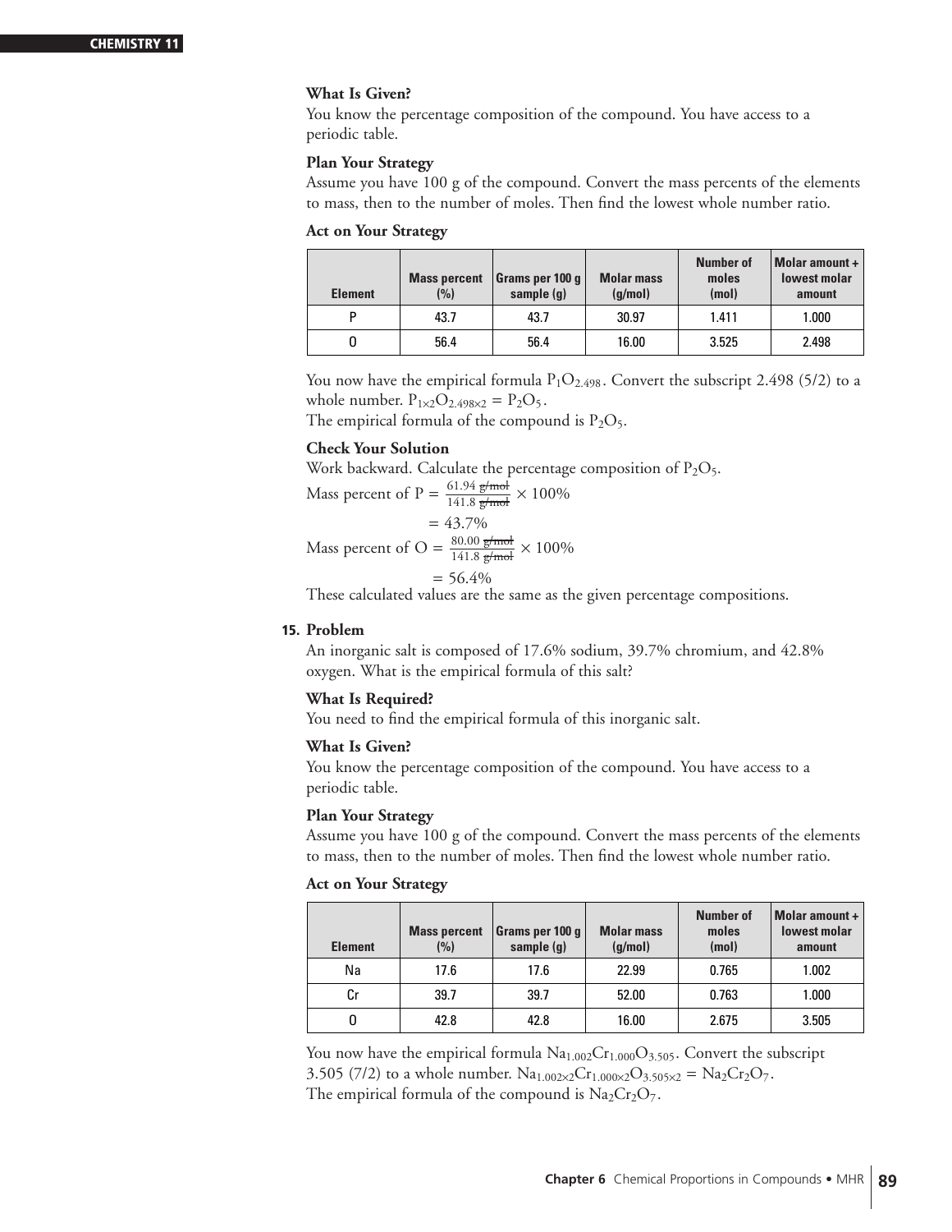**What Is Given?**

You know the percentage composition of the compound. You have access to a periodic table.

**Plan Your Strategy**

Assume you have 100 g of the compound. Convert the mass percents of the elements to mass, then to the number of moles. Then find the lowest whole number ratio.

**Act on Your Strategy**

| Element | Mass percent (%) | Grams per 100 g sample (g) | Molar mass (g/mol) | Number of moles (mol) | Molar amount ÷ lowest molar amount |
|---|---|---|---|---|---|
| P | 43.7 | 43.7 | 30.97 | 1.411 | 1.000 |
| O | 56.4 | 56.4 | 16.00 | 3.525 | 2.498 |

You now have the empirical formula $P_1O_{2.498}$. Convert the subscript 2.498 (5/2) to a whole number. $P_{1\times2}O_{2.498\times2} = P_2O_5$.

The empirical formula of the compound is $P_2O_5$.

**Check Your Solution**

Work backward. Calculate the percentage composition of $P_2O_5$.

$$\text{Mass percent of P} = \frac{61.94 \cancel{\text{g/mol}}}{141.8 \cancel{\text{g/mol}}} \times 100\%$$

$$= 43.7\%$$

$$\text{Mass percent of O} = \frac{80.00 \cancel{\text{g/mol}}}{141.8 \cancel{\text{g/mol}}} \times 100\%$$

$$= 56.4\%$$

These calculated values are the same as the given percentage compositions.

**15. Problem**

An inorganic salt is composed of 17.6% sodium, 39.7% chromium, and 42.8% oxygen. What is the empirical formula of this salt?

**What Is Required?**

You need to find the empirical formula of this inorganic salt.

**What Is Given?**

You know the percentage composition of the compound. You have access to a periodic table.

**Plan Your Strategy**

Assume you have 100 g of the compound. Convert the mass percents of the elements to mass, then to the number of moles. Then find the lowest whole number ratio.

**Act on Your Strategy**

| Element | Mass percent (%) | Grams per 100 g sample (g) | Molar mass (g/mol) | Number of moles (mol) | Molar amount ÷ lowest molar amount |
|---|---|---|---|---|---|
| Na | 17.6 | 17.6 | 22.99 | 0.765 | 1.002 |
| Cr | 39.7 | 39.7 | 52.00 | 0.763 | 1.000 |
| O | 42.8 | 42.8 | 16.00 | 2.675 | 3.505 |

You now have the empirical formula $Na_{1.002}Cr_{1.000}O_{3.505}$. Convert the subscript 3.505 (7/2) to a whole number. $Na_{1.002\times2}Cr_{1.000\times2}O_{3.505\times2} = Na_2Cr_2O_7$.

The empirical formula of the compound is $Na_2Cr_2O_7$.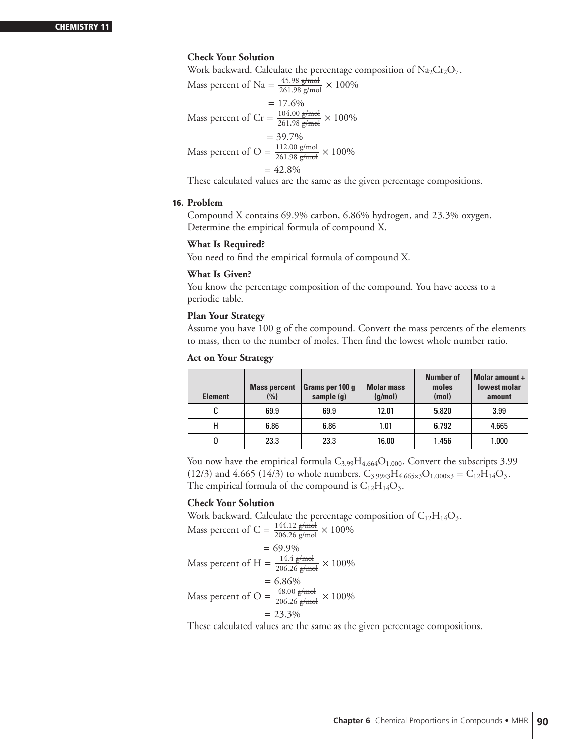**Check Your Solution**

Work backward. Calculate the percentage composition of $Na_2Cr_2O_7$.

$$\text{Mass percent of Na} = \frac{45.98 \cancel{\text{g/mol}}}{261.98 \cancel{\text{g/mol}}} \times 100\%$$
$$= 17.6\%$$

$$\text{Mass percent of Cr} = \frac{104.00 \cancel{\text{g/mol}}}{261.98 \cancel{\text{g/mol}}} \times 100\%$$
$$= 39.7\%$$

$$\text{Mass percent of O} = \frac{112.00 \cancel{\text{g/mol}}}{261.98 \cancel{\text{g/mol}}} \times 100\%$$
$$= 42.8\%$$

These calculated values are the same as the given percentage compositions.

**16. Problem**

Compound X contains 69.9% carbon, 6.86% hydrogen, and 23.3% oxygen. Determine the empirical formula of compound X.

**What Is Required?**

You need to find the empirical formula of compound X.

**What Is Given?**

You know the percentage composition of the compound. You have access to a periodic table.

**Plan Your Strategy**

Assume you have 100 g of the compound. Convert the mass percents of the elements to mass, then to the number of moles. Then find the lowest whole number ratio.

**Act on Your Strategy**

| Element | Mass percent (%) | Grams per 100 g sample (g) | Molar mass (g/mol) | Number of moles (mol) | Molar amount ÷ lowest molar amount |
|---|---|---|---|---|---|
| C | 69.9 | 69.9 | 12.01 | 5.820 | 3.99 |
| H | 6.86 | 6.86 | 1.01 | 6.792 | 4.665 |
| O | 23.3 | 23.3 | 16.00 | 1.456 | 1.000 |

You now have the empirical formula $C_{3.99}H_{4.664}O_{1.000}$. Convert the subscripts 3.99 (12/3) and 4.665 (14/3) to whole numbers. $C_{3.99\times3}H_{4.665\times3}O_{1.000\times3} = C_{12}H_{14}O_3$. The empirical formula of the compound is $C_{12}H_{14}O_3$.

**Check Your Solution**

Work backward. Calculate the percentage composition of $C_{12}H_{14}O_3$.

$$\text{Mass percent of C} = \frac{144.12 \cancel{\text{g/mol}}}{206.26 \cancel{\text{g/mol}}} \times 100\%$$
$$= 69.9\%$$

$$\text{Mass percent of H} = \frac{14.4 \cancel{\text{g/mol}}}{206.26 \cancel{\text{g/mol}}} \times 100\%$$
$$= 6.86\%$$

$$\text{Mass percent of O} = \frac{48.00 \cancel{\text{g/mol}}}{206.26 \cancel{\text{g/mol}}} \times 100\%$$
$$= 23.3\%$$

These calculated values are the same as the given percentage compositions.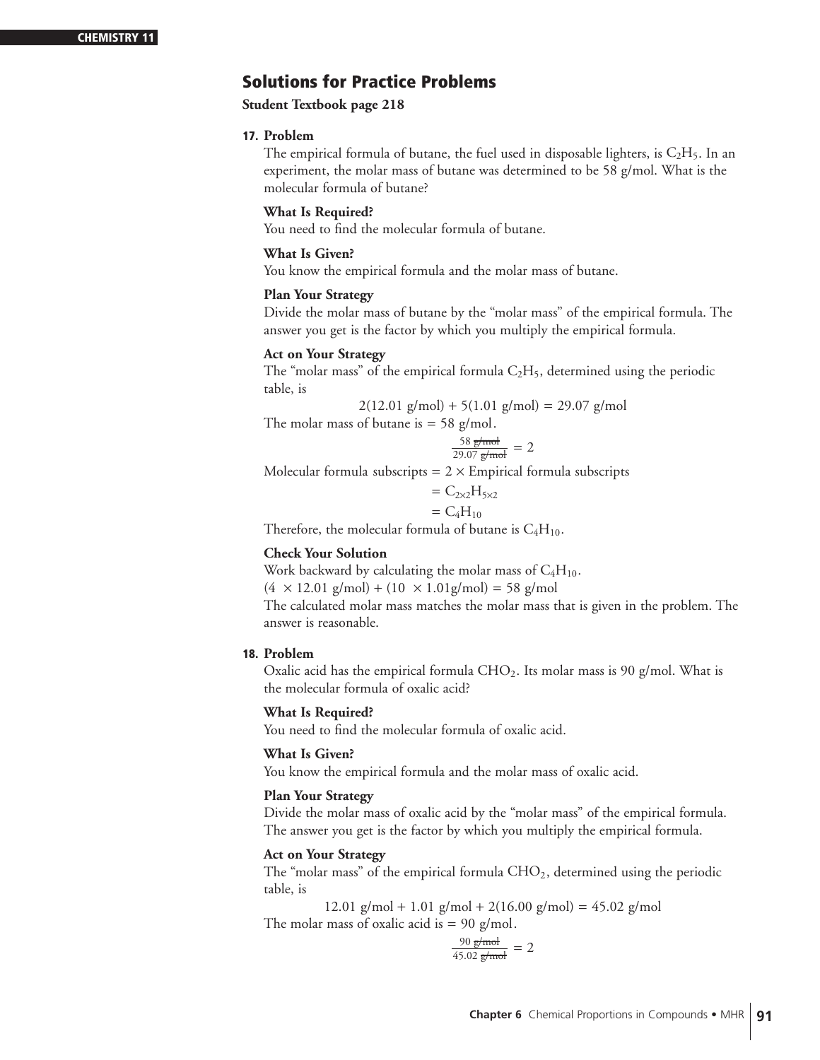## Solutions for Practice Problems

**Student Textbook page 218**

**17. Problem**

The empirical formula of butane, the fuel used in disposable lighters, is $C_2H_5$. In an experiment, the molar mass of butane was determined to be 58 g/mol. What is the molecular formula of butane?

**What Is Required?**

You need to find the molecular formula of butane.

**What Is Given?**

You know the empirical formula and the molar mass of butane.

**Plan Your Strategy**

Divide the molar mass of butane by the "molar mass" of the empirical formula. The answer you get is the factor by which you multiply the empirical formula.

**Act on Your Strategy**

The "molar mass" of the empirical formula $C_2H_5$, determined using the periodic table, is

$$2(12.01 \text{ g/mol}) + 5(1.01 \text{ g/mol}) = 29.07 \text{ g/mol}$$

The molar mass of butane is = 58 g/mol.

$$\frac{58 \cancel{\text{g/mol}}}{29.07 \cancel{\text{g/mol}}} = 2$$

Molecular formula subscripts = 2 × Empirical formula subscripts

$$= C_{2\times2}H_{5\times2}$$

$$= C_4H_{10}$$

Therefore, the molecular formula of butane is $C_4H_{10}$.

**Check Your Solution**

Work backward by calculating the molar mass of $C_4H_{10}$.

$(4 \times 12.01 \text{ g/mol}) + (10 \times 1.01 \text{g/mol}) = 58 \text{ g/mol}$

The calculated molar mass matches the molar mass that is given in the problem. The answer is reasonable.

**18. Problem**

Oxalic acid has the empirical formula $CHO_2$. Its molar mass is 90 g/mol. What is the molecular formula of oxalic acid?

**What Is Required?**

You need to find the molecular formula of oxalic acid.

**What Is Given?**

You know the empirical formula and the molar mass of oxalic acid.

**Plan Your Strategy**

Divide the molar mass of oxalic acid by the "molar mass" of the empirical formula. The answer you get is the factor by which you multiply the empirical formula.

**Act on Your Strategy**

The "molar mass" of the empirical formula $CHO_2$, determined using the periodic table, is

$$12.01 \text{ g/mol} + 1.01 \text{ g/mol} + 2(16.00 \text{ g/mol}) = 45.02 \text{ g/mol}$$

The molar mass of oxalic acid is = 90 g/mol.

$$\frac{90 \cancel{\text{g/mol}}}{45.02 \cancel{\text{g/mol}}} = 2$$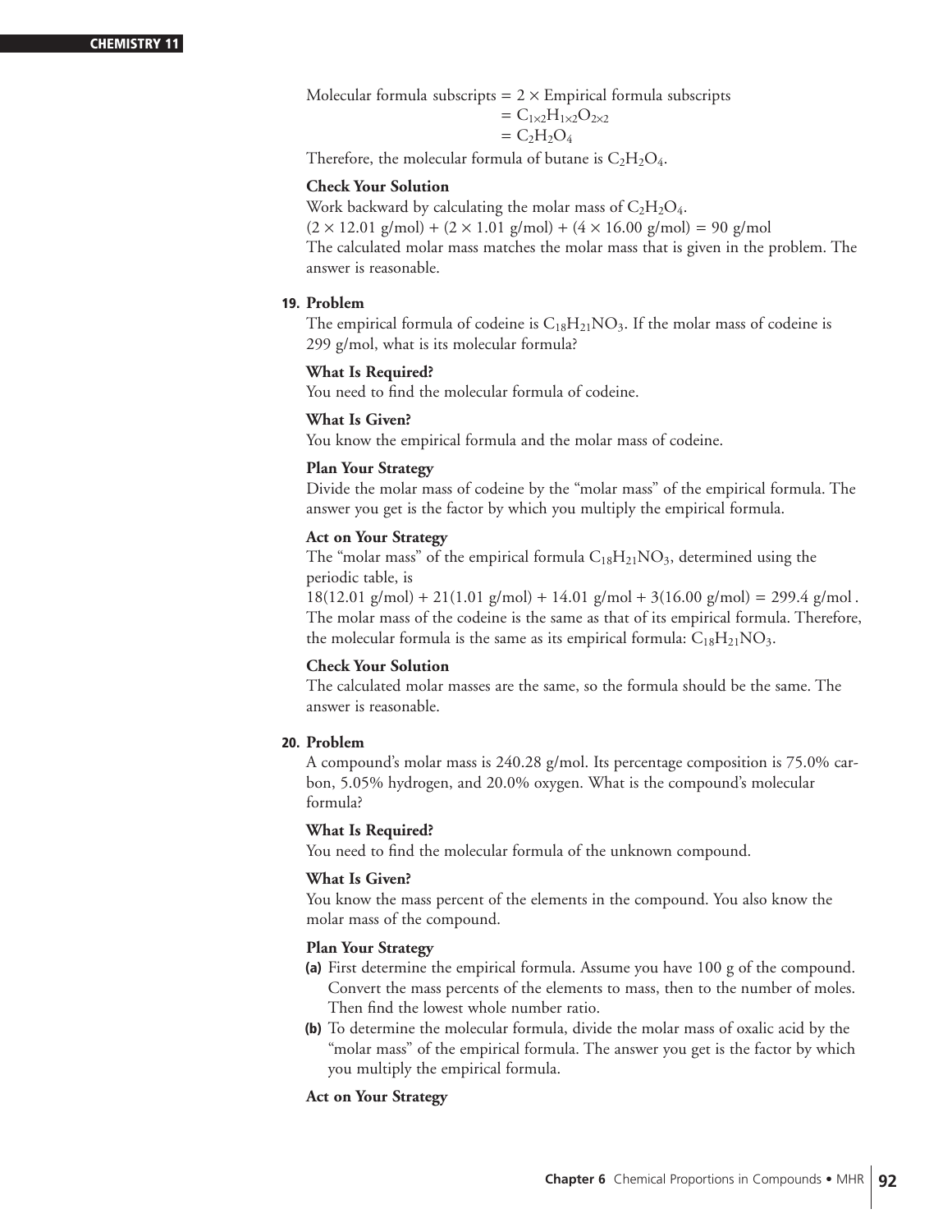Molecular formula subscripts = $2 \times$ Empirical formula subscripts

$$= C_{1\times2}H_{1\times2}O_{2\times2}$$
$$= C_2H_2O_4$$

Therefore, the molecular formula of butane is $C_2H_2O_4$.

**Check Your Solution**

Work backward by calculating the molar mass of $C_2H_2O_4$.

$(2 \times 12.01 \text{ g/mol}) + (2 \times 1.01 \text{ g/mol}) + (4 \times 16.00 \text{ g/mol}) = 90 \text{ g/mol}$

The calculated molar mass matches the molar mass that is given in the problem. The answer is reasonable.

**19. Problem**

The empirical formula of codeine is $C_{18}H_{21}NO_3$. If the molar mass of codeine is 299 g/mol, what is its molecular formula?

**What Is Required?**

You need to find the molecular formula of codeine.

**What Is Given?**

You know the empirical formula and the molar mass of codeine.

**Plan Your Strategy**

Divide the molar mass of codeine by the "molar mass" of the empirical formula. The answer you get is the factor by which you multiply the empirical formula.

**Act on Your Strategy**

The "molar mass" of the empirical formula $C_{18}H_{21}NO_3$, determined using the periodic table, is

$18(12.01 \text{ g/mol}) + 21(1.01 \text{ g/mol}) + 14.01 \text{ g/mol} + 3(16.00 \text{ g/mol}) = 299.4 \text{ g/mol}$.

The molar mass of the codeine is the same as that of its empirical formula. Therefore, the molecular formula is the same as its empirical formula: $C_{18}H_{21}NO_3$.

**Check Your Solution**

The calculated molar masses are the same, so the formula should be the same. The answer is reasonable.

**20. Problem**

A compound's molar mass is 240.28 g/mol. Its percentage composition is 75.0% carbon, 5.05% hydrogen, and 20.0% oxygen. What is the compound's molecular formula?

**What Is Required?**

You need to find the molecular formula of the unknown compound.

**What Is Given?**

You know the mass percent of the elements in the compound. You also know the molar mass of the compound.

**Plan Your Strategy**

**(a)** First determine the empirical formula. Assume you have 100 g of the compound. Convert the mass percents of the elements to mass, then to the number of moles. Then find the lowest whole number ratio.

**(b)** To determine the molecular formula, divide the molar mass of oxalic acid by the "molar mass" of the empirical formula. The answer you get is the factor by which you multiply the empirical formula.

**Act on Your Strategy**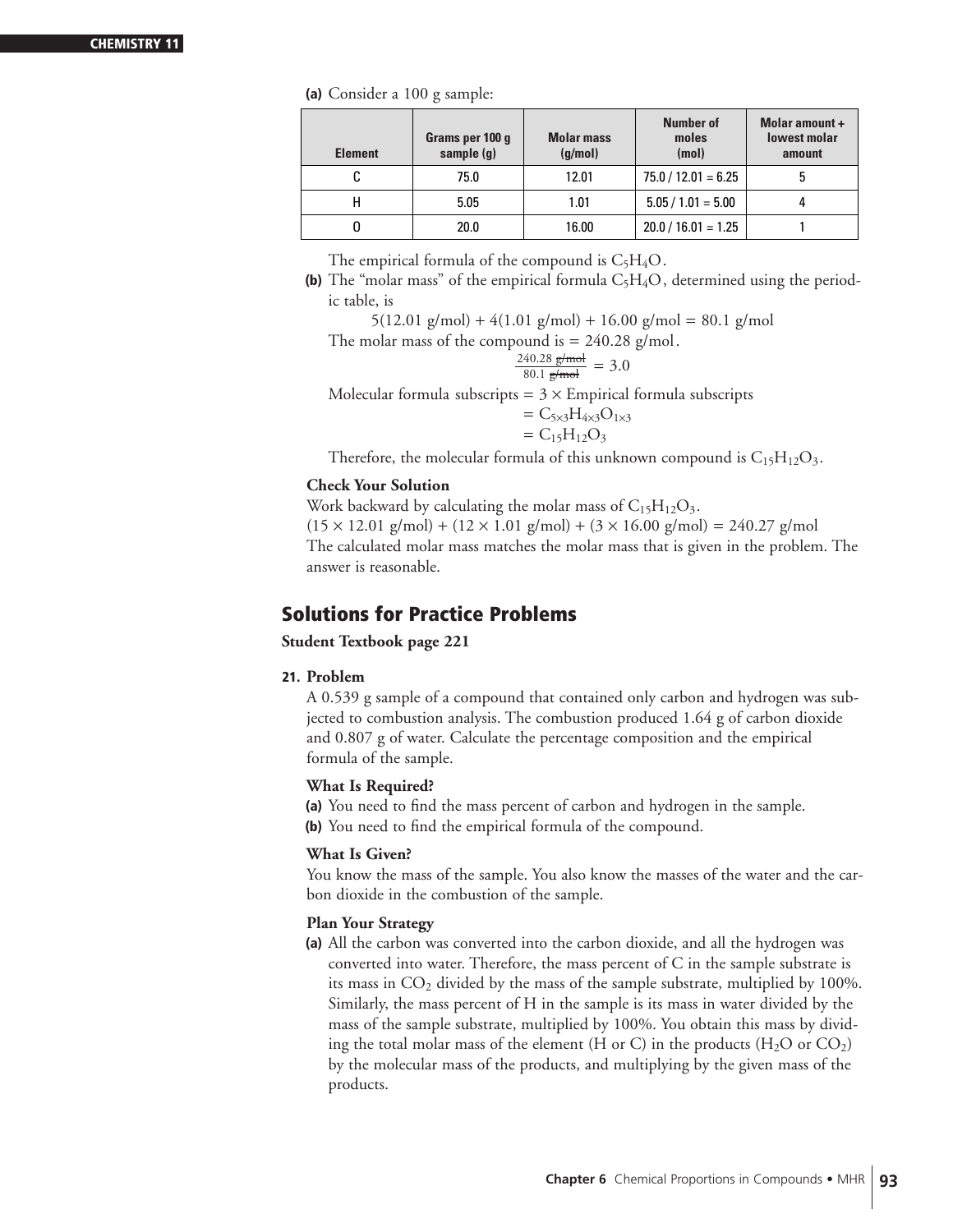**(a)** Consider a 100 g sample:

| Element | Grams per 100 g sample (g) | Molar mass (g/mol) | Number of moles (mol) | Molar amount ÷ lowest molar amount |
|---|---|---|---|---|
| C | 75.0 | 12.01 | 75.0 / 12.01 = 6.25 | 5 |
| H | 5.05 | 1.01 | 5.05 / 1.01 = 5.00 | 4 |
| O | 20.0 | 16.00 | 20.0 / 16.01 = 1.25 | 1 |

The empirical formula of the compound is $C_5H_4O$.

**(b)** The "molar mass" of the empirical formula $C_5H_4O$, determined using the periodic table, is

$$5(12.01 \text{ g/mol}) + 4(1.01 \text{ g/mol}) + 16.00 \text{ g/mol} = 80.1 \text{ g/mol}$$

The molar mass of the compound is = 240.28 g/mol.

$$\frac{240.28 \cancel{\text{g/mol}}}{80.1 \cancel{\text{g/mol}}} = 3.0$$

Molecular formula subscripts = 3 × Empirical formula subscripts

$$= C_{5\times3}H_{4\times3}O_{1\times3}$$
$$= C_{15}H_{12}O_3$$

Therefore, the molecular formula of this unknown compound is $C_{15}H_{12}O_3$.

**Check Your Solution**

Work backward by calculating the molar mass of $C_{15}H_{12}O_3$.

$(15 \times 12.01 \text{ g/mol}) + (12 \times 1.01 \text{ g/mol}) + (3 \times 16.00 \text{ g/mol}) = 240.27 \text{ g/mol}$

The calculated molar mass matches the molar mass that is given in the problem. The answer is reasonable.

## Solutions for Practice Problems

**Student Textbook page 221**

**21. Problem**

A 0.539 g sample of a compound that contained only carbon and hydrogen was subjected to combustion analysis. The combustion produced 1.64 g of carbon dioxide and 0.807 g of water. Calculate the percentage composition and the empirical formula of the sample.

**What Is Required?**

**(a)** You need to find the mass percent of carbon and hydrogen in the sample.

**(b)** You need to find the empirical formula of the compound.

**What Is Given?**

You know the mass of the sample. You also know the masses of the water and the carbon dioxide in the combustion of the sample.

**Plan Your Strategy**

**(a)** All the carbon was converted into the carbon dioxide, and all the hydrogen was converted into water. Therefore, the mass percent of C in the sample substrate is its mass in $CO_2$ divided by the mass of the sample substrate, multiplied by 100%. Similarly, the mass percent of H in the sample is its mass in water divided by the mass of the sample substrate, multiplied by 100%. You obtain this mass by dividing the total molar mass of the element (H or C) in the products ($H_2O$ or $CO_2$) by the molecular mass of the products, and multiplying by the given mass of the products.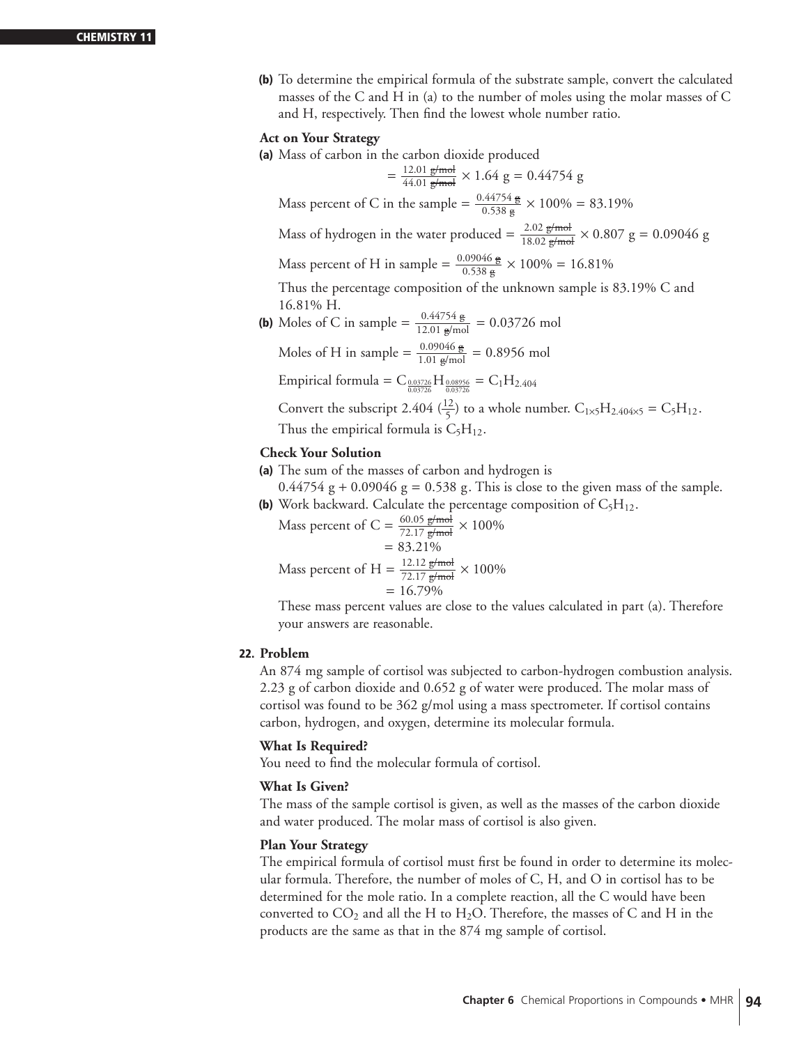**(b)** To determine the empirical formula of the substrate sample, convert the calculated masses of the C and H in (a) to the number of moles using the molar masses of C and H, respectively. Then find the lowest whole number ratio.

**Act on Your Strategy**

**(a)** Mass of carbon in the carbon dioxide produced

$$= \frac{12.01 \text{ g/mol}}{44.01 \text{ g/mol}} \times 1.64 \text{ g} = 0.44754 \text{ g}$$

Mass percent of C in the sample $= \frac{0.44754 \text{ g}}{0.538 \text{ g}} \times 100\% = 83.19\%$

Mass of hydrogen in the water produced $= \frac{2.02 \text{ g/mol}}{18.02 \text{ g/mol}} \times 0.807 \text{ g} = 0.09046 \text{ g}$

Mass percent of H in sample $= \frac{0.09046 \text{ g}}{0.538 \text{ g}} \times 100\% = 16.81\%$

Thus the percentage composition of the unknown sample is 83.19% C and 16.81% H.

**(b)** Moles of C in sample $= \frac{0.44754 \text{ g}}{12.01 \text{ g/mol}} = 0.03726 \text{ mol}$

Moles of H in sample $= \frac{0.09046 \text{ g}}{1.01 \text{ g/mol}} = 0.8956 \text{ mol}$

Empirical formula $= C_{\frac{0.03726}{0.03726}}H_{\frac{0.08956}{0.03726}} = C_1H_{2.404}$

Convert the subscript 2.404 ($\frac{12}{5}$) to a whole number. $C_{1\times5}H_{2.404\times5} = C_5H_{12}$.

Thus the empirical formula is $C_5H_{12}$.

**Check Your Solution**

**(a)** The sum of the masses of carbon and hydrogen is
0.44754 g + 0.09046 g = 0.538 g. This is close to the given mass of the sample.

**(b)** Work backward. Calculate the percentage composition of $C_5H_{12}$.

Mass percent of C $= \frac{60.05 \text{ g/mol}}{72.17 \text{ g/mol}} \times 100\%$
$= 83.21\%$

Mass percent of H $= \frac{12.12 \text{ g/mol}}{72.17 \text{ g/mol}} \times 100\%$
$= 16.79\%$

These mass percent values are close to the values calculated in part (a). Therefore your answers are reasonable.

**22. Problem**

An 874 mg sample of cortisol was subjected to carbon-hydrogen combustion analysis. 2.23 g of carbon dioxide and 0.652 g of water were produced. The molar mass of cortisol was found to be 362 g/mol using a mass spectrometer. If cortisol contains carbon, hydrogen, and oxygen, determine its molecular formula.

**What Is Required?**

You need to find the molecular formula of cortisol.

**What Is Given?**

The mass of the sample cortisol is given, as well as the masses of the carbon dioxide and water produced. The molar mass of cortisol is also given.

**Plan Your Strategy**

The empirical formula of cortisol must first be found in order to determine its molecular formula. Therefore, the number of moles of C, H, and O in cortisol has to be determined for the mole ratio. In a complete reaction, all the C would have been converted to $CO_2$ and all the H to $H_2O$. Therefore, the masses of C and H in the products are the same as that in the 874 mg sample of cortisol.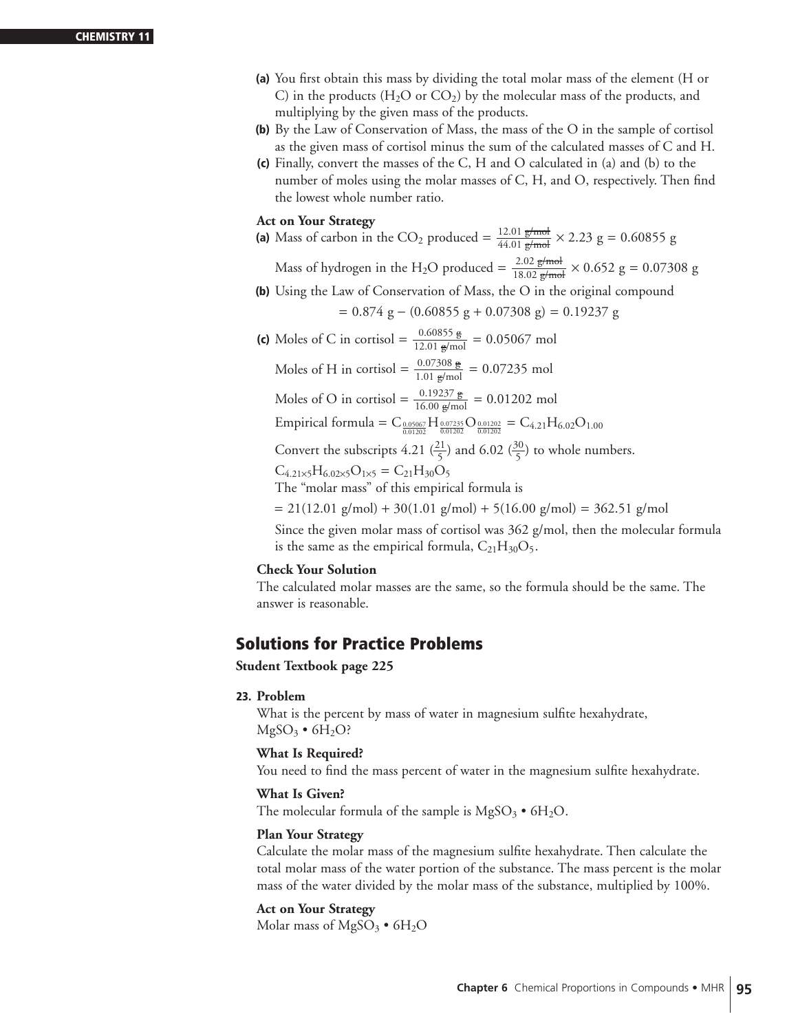**(a)** You first obtain this mass by dividing the total molar mass of the element (H or C) in the products ($H_2O$ or $CO_2$) by the molecular mass of the products, and multiplying by the given mass of the products.

**(b)** By the Law of Conservation of Mass, the mass of the O in the sample of cortisol as the given mass of cortisol minus the sum of the calculated masses of C and H.

**(c)** Finally, convert the masses of the C, H and O calculated in (a) and (b) to the number of moles using the molar masses of C, H, and O, respectively. Then find the lowest whole number ratio.

**Act on Your Strategy**

**(a)** Mass of carbon in the $CO_2$ produced $= \frac{12.01 \cancel{\text{g/mol}}}{44.01 \cancel{\text{g/mol}}} \times 2.23 \text{ g} = 0.60855 \text{ g}$

Mass of hydrogen in the $H_2O$ produced $= \frac{2.02 \cancel{\text{g/mol}}}{18.02 \cancel{\text{g/mol}}} \times 0.652 \text{ g} = 0.07308 \text{ g}$

**(b)** Using the Law of Conservation of Mass, the O in the original compound

$$= 0.874 \text{ g} - (0.60855 \text{ g} + 0.07308 \text{ g}) = 0.19237 \text{ g}$$

**(c)** Moles of C in cortisol $= \frac{0.60855 \cancel{\text{g}}}{12.01 \cancel{\text{g}}\text{/mol}} = 0.05067 \text{ mol}$

Moles of H in cortisol $= \frac{0.07308 \cancel{\text{g}}}{1.01 \cancel{\text{g}}\text{/mol}} = 0.07235 \text{ mol}$

Moles of O in cortisol $= \frac{0.19237 \cancel{\text{g}}}{16.00 \cancel{\text{g}}\text{/mol}} = 0.01202 \text{ mol}$

Empirical formula $= C_{\frac{0.05067}{0.01202}}H_{\frac{0.07235}{0.01202}}O_{\frac{0.01202}{0.01202}} = C_{4.21}H_{6.02}O_{1.00}$

Convert the subscripts 4.21 ($\frac{21}{5}$) and 6.02 ($\frac{30}{5}$) to whole numbers.

$C_{4.21\times5}H_{6.02\times5}O_{1\times5} = C_{21}H_{30}O_5$

The "molar mass" of this empirical formula is

$= 21(12.01 \text{ g/mol}) + 30(1.01 \text{ g/mol}) + 5(16.00 \text{ g/mol}) = 362.51 \text{ g/mol}$

Since the given molar mass of cortisol was 362 g/mol, then the molecular formula is the same as the empirical formula, $C_{21}H_{30}O_5$.

**Check Your Solution**

The calculated molar masses are the same, so the formula should be the same. The answer is reasonable.

## Solutions for Practice Problems

**Student Textbook page 225**

**23. Problem**

What is the percent by mass of water in magnesium sulfite hexahydrate, $MgSO_3 \bullet 6H_2O$?

**What Is Required?**

You need to find the mass percent of water in the magnesium sulfite hexahydrate.

**What Is Given?**

The molecular formula of the sample is $MgSO_3 \bullet 6H_2O$.

**Plan Your Strategy**

Calculate the molar mass of the magnesium sulfite hexahydrate. Then calculate the total molar mass of the water portion of the substance. The mass percent is the molar mass of the water divided by the molar mass of the substance, multiplied by 100%.

**Act on Your Strategy**

Molar mass of $MgSO_3 \bullet 6H_2O$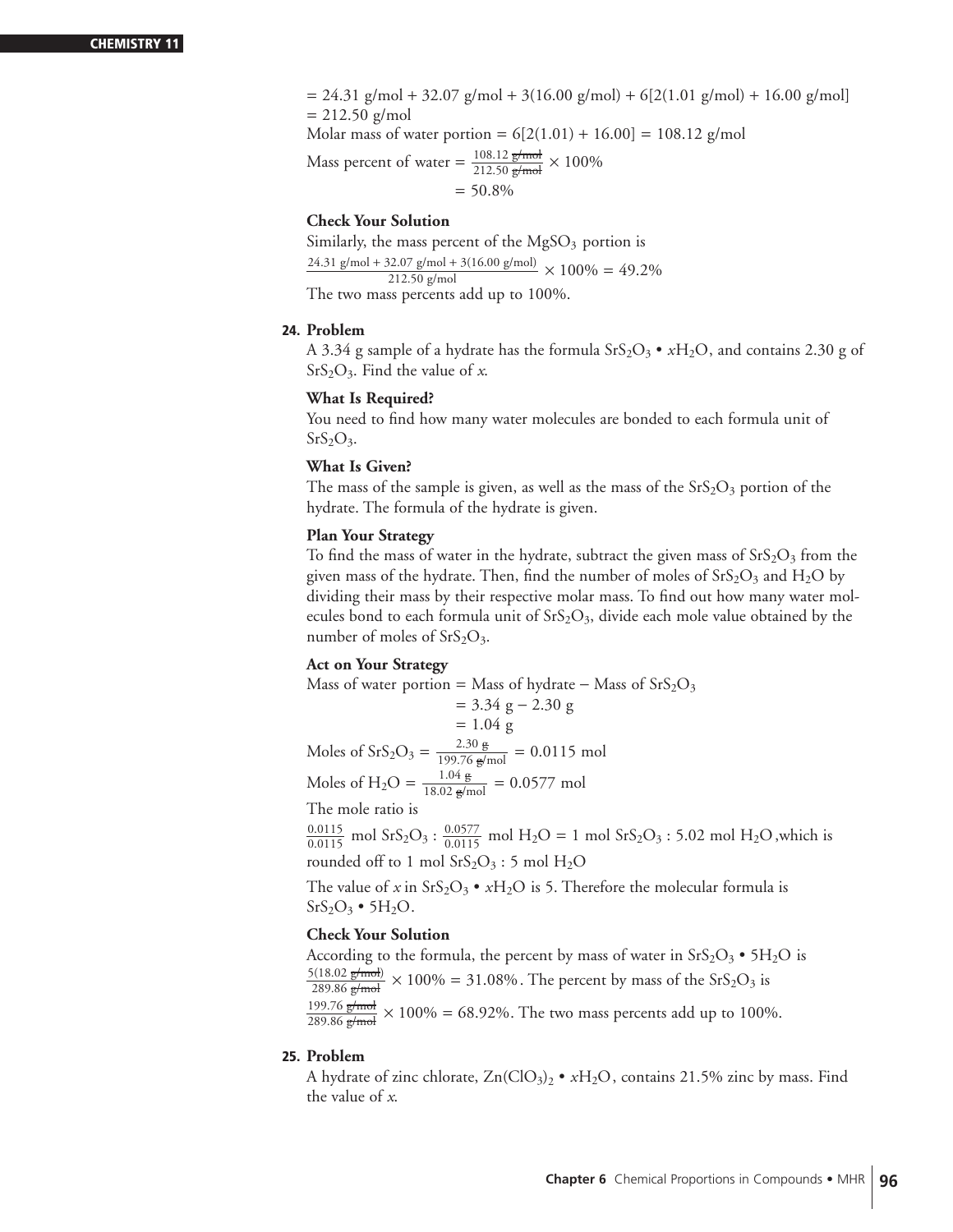$= 24.31 \text{ g/mol} + 32.07 \text{ g/mol} + 3(16.00 \text{ g/mol}) + 6[2(1.01 \text{ g/mol}) + 16.00 \text{ g/mol}]$
$= 212.50 \text{ g/mol}$

Molar mass of water portion $= 6[2(1.01) + 16.00] = 108.12 \text{ g/mol}$

Mass percent of water $= \frac{108.12 \cancel{\text{g/mol}}}{212.50 \cancel{\text{g/mol}}} \times 100\%$
$= 50.8\%$

**Check Your Solution**

Similarly, the mass percent of the $MgSO_3$ portion is

$\frac{24.31 \text{ g/mol} + 32.07 \text{ g/mol} + 3(16.00 \text{ g/mol})}{212.50 \text{ g/mol}} \times 100\% = 49.2\%$

The two mass percents add up to 100%.

**24. Problem**

A 3.34 g sample of a hydrate has the formula $SrS_2O_3 \bullet xH_2O$, and contains 2.30 g of $SrS_2O_3$. Find the value of *x*.

**What Is Required?**

You need to find how many water molecules are bonded to each formula unit of $SrS_2O_3$.

**What Is Given?**

The mass of the sample is given, as well as the mass of the $SrS_2O_3$ portion of the hydrate. The formula of the hydrate is given.

**Plan Your Strategy**

To find the mass of water in the hydrate, subtract the given mass of $SrS_2O_3$ from the given mass of the hydrate. Then, find the number of moles of $SrS_2O_3$ and $H_2O$ by dividing their mass by their respective molar mass. To find out how many water molecules bond to each formula unit of $SrS_2O_3$, divide each mole value obtained by the number of moles of $SrS_2O_3$.

**Act on Your Strategy**

Mass of water portion = Mass of hydrate − Mass of $SrS_2O_3$
$= 3.34 \text{ g} - 2.30 \text{ g}$
$= 1.04 \text{ g}$

Moles of $SrS_2O_3 = \frac{2.30 \cancel{\text{g}}}{199.76 \cancel{\text{g}}\text{/mol}} = 0.0115 \text{ mol}$

Moles of $H_2O = \frac{1.04 \cancel{\text{g}}}{18.02 \cancel{\text{g}}\text{/mol}} = 0.0577 \text{ mol}$

The mole ratio is

$\frac{0.0115}{0.0115}$ mol $SrS_2O_3$ : $\frac{0.0577}{0.0115}$ mol $H_2O$ = 1 mol $SrS_2O_3$ : 5.02 mol $H_2O$, which is rounded off to 1 mol $SrS_2O_3$ : 5 mol $H_2O$

The value of *x* in $SrS_2O_3 \bullet xH_2O$ is 5. Therefore the molecular formula is $SrS_2O_3 \bullet 5H_2O$.

**Check Your Solution**

According to the formula, the percent by mass of water in $SrS_2O_3 \bullet 5H_2O$ is $\frac{5(18.02 \cancel{\text{g/mol}})}{289.86 \cancel{\text{g/mol}}} \times 100\% = 31.08\%$. The percent by mass of the $SrS_2O_3$ is $\frac{199.76 \cancel{\text{g/mol}}}{289.86 \cancel{\text{g/mol}}} \times 100\% = 68.92\%$. The two mass percents add up to 100%.

**25. Problem**

A hydrate of zinc chlorate, $Zn(ClO_3)_2 \bullet xH_2O$, contains 21.5% zinc by mass. Find the value of *x*.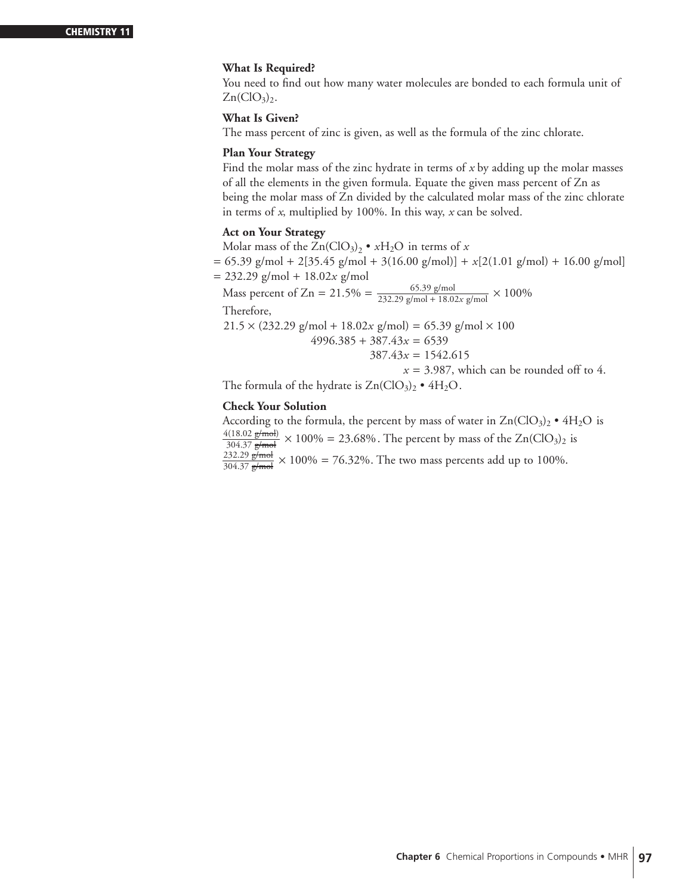**What Is Required?**

You need to find out how many water molecules are bonded to each formula unit of $Zn(ClO_3)_2$.

**What Is Given?**

The mass percent of zinc is given, as well as the formula of the zinc chlorate.

**Plan Your Strategy**

Find the molar mass of the zinc hydrate in terms of *x* by adding up the molar masses of all the elements in the given formula. Equate the given mass percent of Zn as being the molar mass of Zn divided by the calculated molar mass of the zinc chlorate in terms of *x*, multiplied by 100%. In this way, *x* can be solved.

**Act on Your Strategy**

Molar mass of the $Zn(ClO_3)_2 \bullet xH_2O$ in terms of $x$

$= 65.39$ g/mol $+ 2[35.45$ g/mol $+ 3(16.00$ g/mol$)] + x[2(1.01$ g/mol$) + 16.00$ g/mol$]$

$= 232.29$ g/mol $+ 18.02x$ g/mol

$$\text{Mass percent of Zn} = 21.5\% = \frac{65.39 \text{ g/mol}}{232.29 \text{ g/mol} + 18.02x \text{ g/mol}} \times 100\%$$

Therefore,

$$21.5 \times (232.29 \text{ g/mol} + 18.02x \text{ g/mol}) = 65.39 \text{ g/mol} \times 100$$

$$4996.385 + 387.43x = 6539$$

$$387.43x = 1542.615$$

$x = 3.987$, which can be rounded off to 4.

The formula of the hydrate is $Zn(ClO_3)_2 \bullet 4H_2O$.

**Check Your Solution**

According to the formula, the percent by mass of water in $Zn(ClO_3)_2 \bullet 4H_2O$ is $\frac{4(18.02 \text{ g/mol})}{304.37 \text{ g/mol}} \times 100\% = 23.68\%$. The percent by mass of the $Zn(ClO_3)_2$ is $\frac{232.29 \text{ g/mol}}{304.37 \text{ g/mol}} \times 100\% = 76.32\%$. The two mass percents add up to 100%.